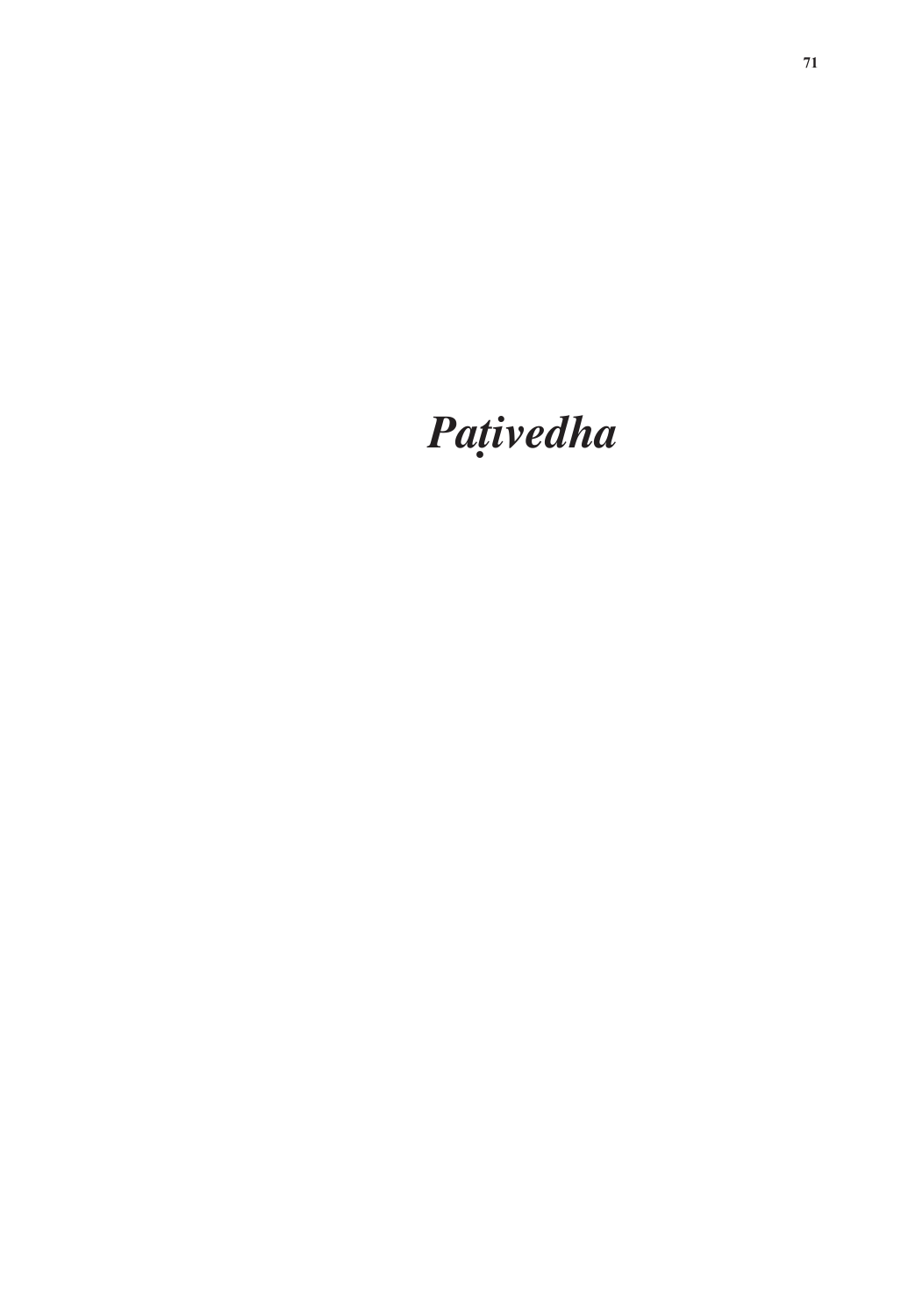# *Paṭivedha*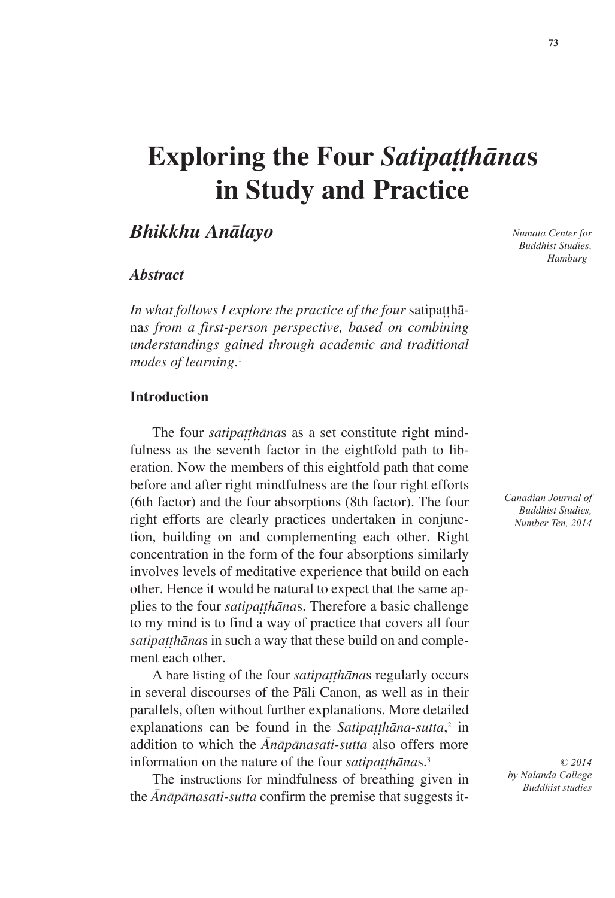# Exploring the Four *Satipaṭṭhāna*s in Study and Practice

## *Bhikkhu Anālayo*

Numata Center for Buddhist Studies, Hamburg

### *Abstract*

*In what follows I explore the practice of the four* satipaṭṭhāna*s from a first-person perspective, based on combining understandings gained through academic and traditional modes of learning*.[1]

### Introduction

The four *satipaṭṭhāna*s as a set constitute right mindfulness as the seventh factor in the eightfold path to liberation. Now the members of this eightfold path that come before and after right mindfulness are the four right efforts (6th factor) and the four absorptions (8th factor). The four right efforts are clearly practices undertaken in conjunction, building on and complementing each other. Right concentration in the form of the four absorptions similarly involves levels of meditative experience that build on each other. Hence it would be natural to expect that the same applies to the four *satipaṭṭhāna*s. Therefore a basic challenge to my mind is to find a way of practice that covers all four *satipaṭṭhāna*s in such a way that these build on and complement each other.

A bare listing of the four *satipaṭṭhāna*s regularly occurs in several discourses of the Pāli Canon, as well as in their parallels, often without further explanations. More detailed explanations can be found in the *Satipaṭṭhāna-sutta*,[2] in addition to which the *Ānāpānasati-sutta* also offers more information on the nature of the four *satipaṭṭhāna*s.[3]

The instructions for mindfulness of breathing given in the *Ānāpānasati-sutta* confirm the premise that suggests it-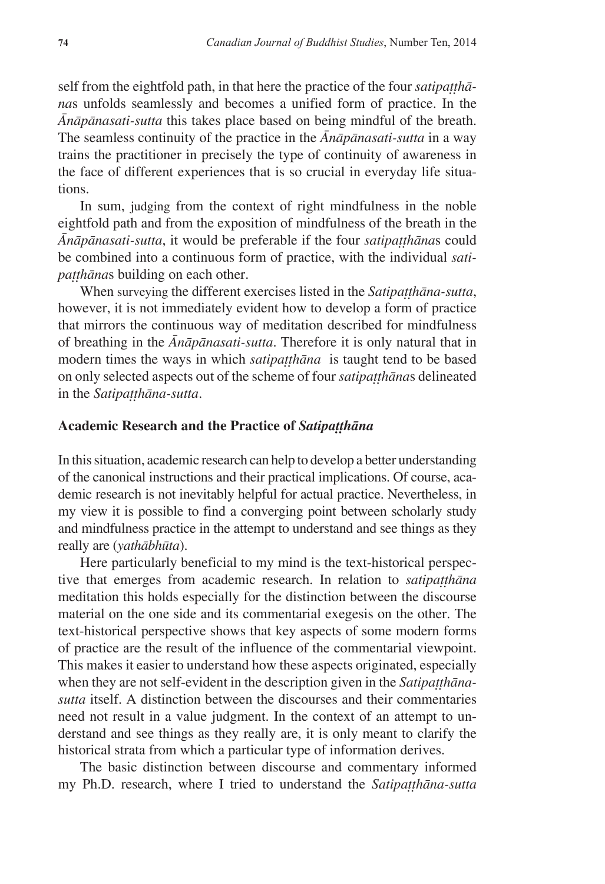self from the eightfold path, in that here the practice of the four *satipaṭṭhānas* unfolds seamlessly and becomes a unified form of practice. In the *Ānāpānasati-sutta* this takes place based on being mindful of the breath. The seamless continuity of the practice in the *Ānāpānasati-sutta* in a way trains the practitioner in precisely the type of continuity of awareness in the face of different experiences that is so crucial in everyday life situations.

In sum, judging from the context of right mindfulness in the noble eightfold path and from the exposition of mindfulness of the breath in the *Ānāpānasati-sutta*, it would be preferable if the four *satipaṭṭhānas* could be combined into a continuous form of practice, with the individual *satipaṭṭhānas* building on each other.

When surveying the different exercises listed in the *Satipaṭṭhāna-sutta*, however, it is not immediately evident how to develop a form of practice that mirrors the continuous way of meditation described for mindfulness of breathing in the *Ānāpānasati-sutta*. Therefore it is only natural that in modern times the ways in which *satipaṭṭhāna* is taught tend to be based on only selected aspects out of the scheme of four *satipaṭṭhānas* delineated in the *Satipaṭṭhāna-sutta*.

## Academic Research and the Practice of *Satipaṭṭhāna*

In this situation, academic research can help to develop a better understanding of the canonical instructions and their practical implications. Of course, academic research is not inevitably helpful for actual practice. Nevertheless, in my view it is possible to find a converging point between scholarly study and mindfulness practice in the attempt to understand and see things as they really are (*yathābhūta*).

Here particularly beneficial to my mind is the text-historical perspective that emerges from academic research. In relation to *satipaṭṭhāna* meditation this holds especially for the distinction between the discourse material on the one side and its commentarial exegesis on the other. The text-historical perspective shows that key aspects of some modern forms of practice are the result of the influence of the commentarial viewpoint. This makes it easier to understand how these aspects originated, especially when they are not self-evident in the description given in the *Satipaṭṭhāna-sutta* itself. A distinction between the discourses and their commentaries need not result in a value judgment. In the context of an attempt to understand and see things as they really are, it is only meant to clarify the historical strata from which a particular type of information derives.

The basic distinction between discourse and commentary informed my Ph.D. research, where I tried to understand the *Satipaṭṭhāna-sutta*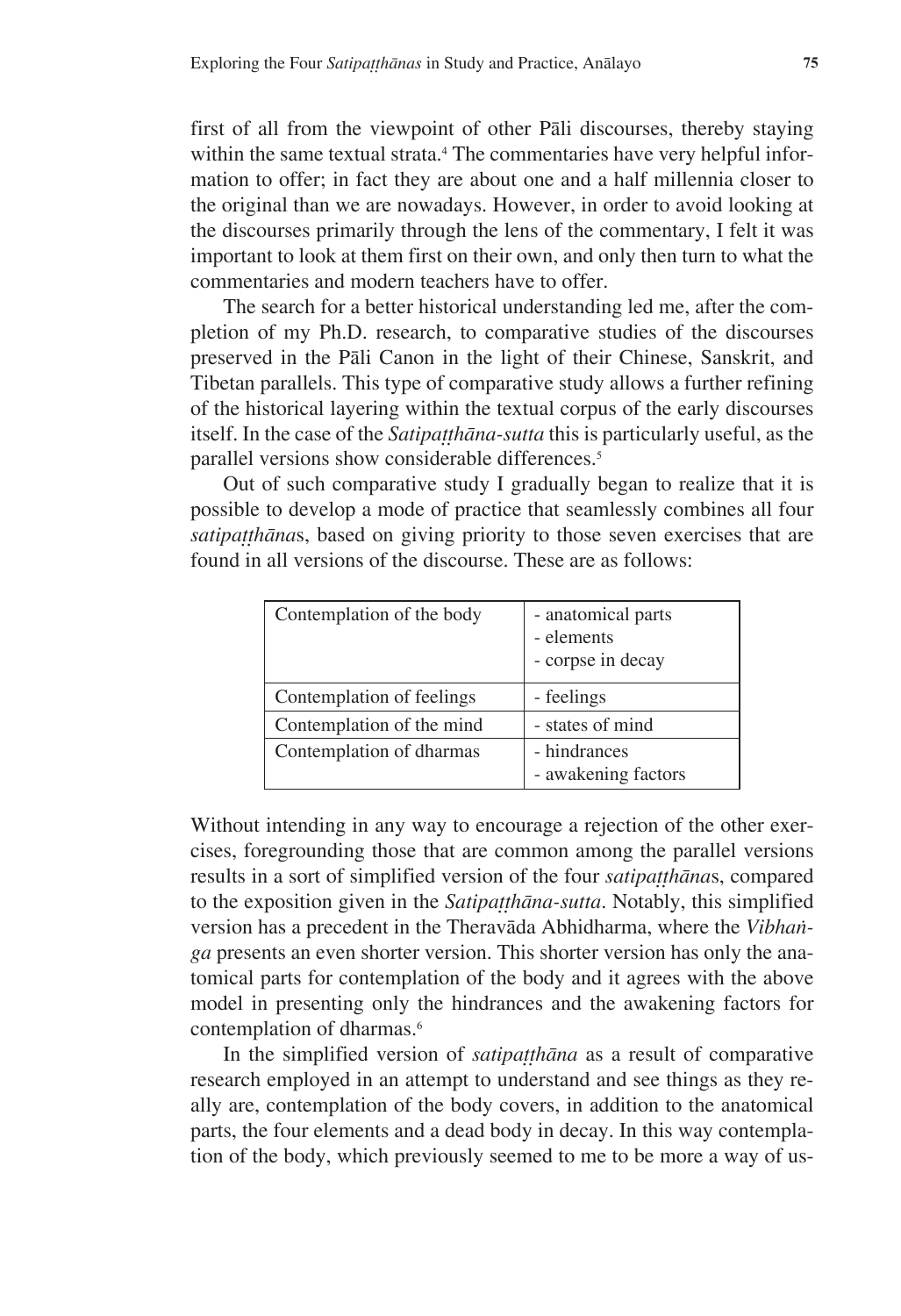first of all from the viewpoint of other Pāli discourses, thereby staying within the same textual strata.[4] The commentaries have very helpful information to offer; in fact they are about one and a half millennia closer to the original than we are nowadays. However, in order to avoid looking at the discourses primarily through the lens of the commentary, I felt it was important to look at them first on their own, and only then turn to what the commentaries and modern teachers have to offer.

The search for a better historical understanding led me, after the completion of my Ph.D. research, to comparative studies of the discourses preserved in the Pāli Canon in the light of their Chinese, Sanskrit, and Tibetan parallels. This type of comparative study allows a further refining of the historical layering within the textual corpus of the early discourses itself. In the case of the *Satipaṭṭhāna-sutta* this is particularly useful, as the parallel versions show considerable differences.[5]

Out of such comparative study I gradually began to realize that it is possible to develop a mode of practice that seamlessly combines all four *satipaṭṭhāna*s, based on giving priority to those seven exercises that are found in all versions of the discourse. These are as follows:

| Contemplation of the body | - anatomical parts<br>- elements<br>- corpse in decay |
|---|---|
| Contemplation of feelings | - feelings |
| Contemplation of the mind | - states of mind |
| Contemplation of dharmas | - hindrances<br>- awakening factors |

Without intending in any way to encourage a rejection of the other exercises, foregrounding those that are common among the parallel versions results in a sort of simplified version of the four *satipaṭṭhāna*s, compared to the exposition given in the *Satipaṭṭhāna-sutta*. Notably, this simplified version has a precedent in the Theravāda Abhidharma, where the *Vibhaṅga* presents an even shorter version. This shorter version has only the anatomical parts for contemplation of the body and it agrees with the above model in presenting only the hindrances and the awakening factors for contemplation of dharmas.[6]

In the simplified version of *satipaṭṭhāna* as a result of comparative research employed in an attempt to understand and see things as they really are, contemplation of the body covers, in addition to the anatomical parts, the four elements and a dead body in decay. In this way contemplation of the body, which previously seemed to me to be more a way of us-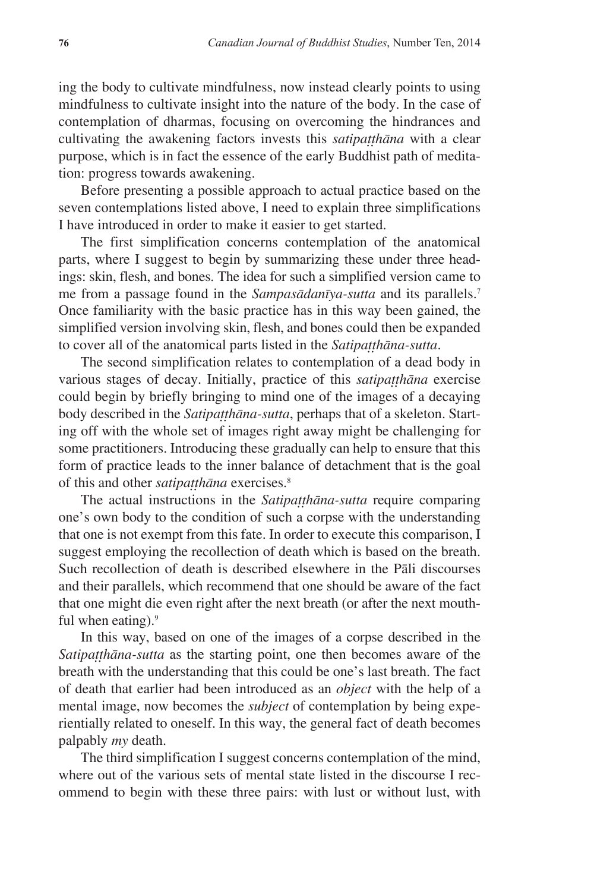ing the body to cultivate mindfulness, now instead clearly points to using mindfulness to cultivate insight into the nature of the body. In the case of contemplation of dharmas, focusing on overcoming the hindrances and cultivating the awakening factors invests this *satipaṭṭhāna* with a clear purpose, which is in fact the essence of the early Buddhist path of meditation: progress towards awakening.

Before presenting a possible approach to actual practice based on the seven contemplations listed above, I need to explain three simplifications I have introduced in order to make it easier to get started.

The first simplification concerns contemplation of the anatomical parts, where I suggest to begin by summarizing these under three headings: skin, flesh, and bones. The idea for such a simplified version came to me from a passage found in the *Sampasādanīya-sutta* and its parallels.[7] Once familiarity with the basic practice has in this way been gained, the simplified version involving skin, flesh, and bones could then be expanded to cover all of the anatomical parts listed in the *Satipaṭṭhāna-sutta*.

The second simplification relates to contemplation of a dead body in various stages of decay. Initially, practice of this *satipaṭṭhāna* exercise could begin by briefly bringing to mind one of the images of a decaying body described in the *Satipaṭṭhāna-sutta*, perhaps that of a skeleton. Starting off with the whole set of images right away might be challenging for some practitioners. Introducing these gradually can help to ensure that this form of practice leads to the inner balance of detachment that is the goal of this and other *satipaṭṭhāna* exercises.[8]

The actual instructions in the *Satipaṭṭhāna-sutta* require comparing one's own body to the condition of such a corpse with the understanding that one is not exempt from this fate. In order to execute this comparison, I suggest employing the recollection of death which is based on the breath. Such recollection of death is described elsewhere in the Pāli discourses and their parallels, which recommend that one should be aware of the fact that one might die even right after the next breath (or after the next mouthful when eating).[9]

In this way, based on one of the images of a corpse described in the *Satipaṭṭhāna-sutta* as the starting point, one then becomes aware of the breath with the understanding that this could be one's last breath. The fact of death that earlier had been introduced as an *object* with the help of a mental image, now becomes the *subject* of contemplation by being experientially related to oneself. In this way, the general fact of death becomes palpably *my* death.

The third simplification I suggest concerns contemplation of the mind, where out of the various sets of mental state listed in the discourse I recommend to begin with these three pairs: with lust or without lust, with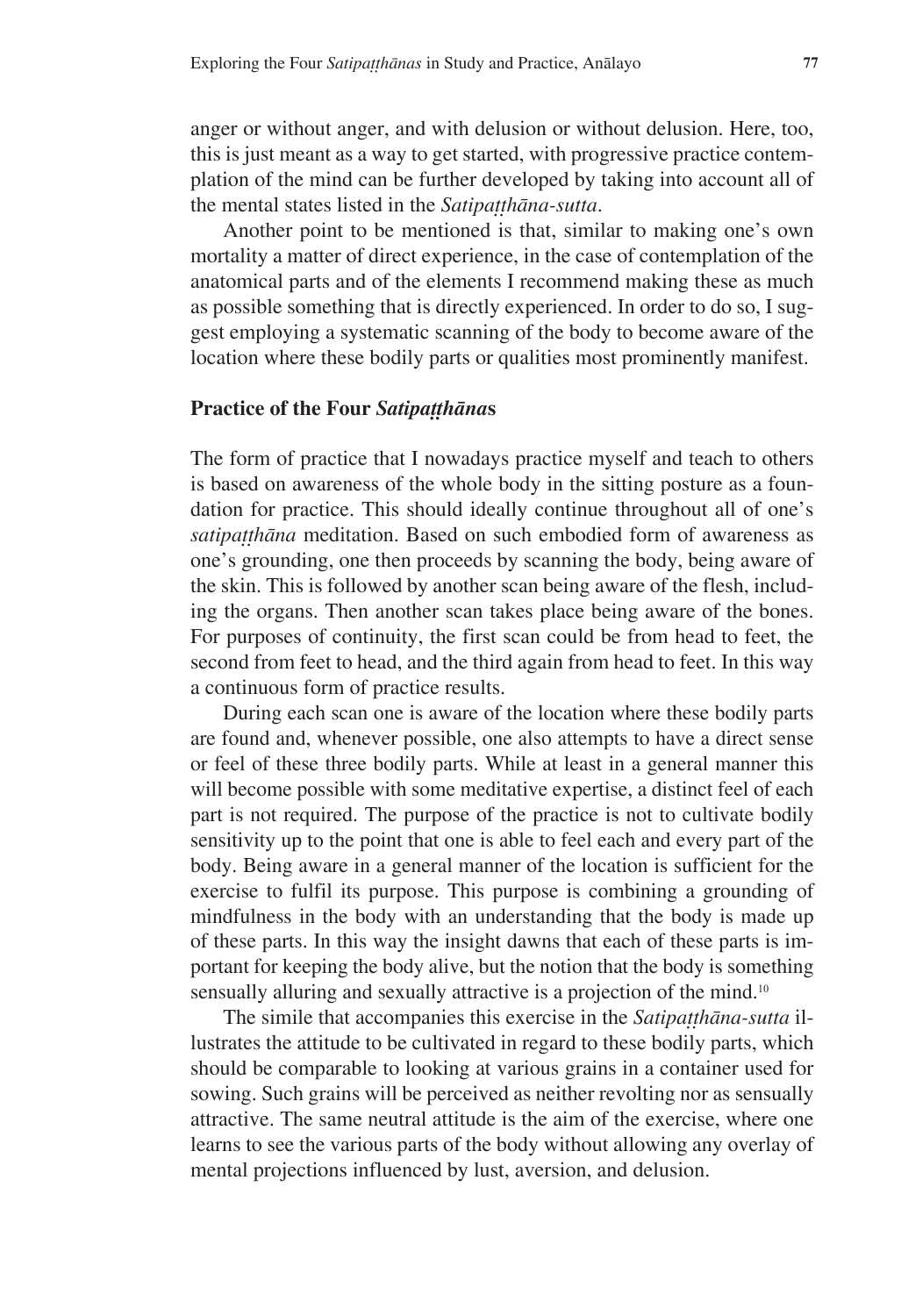anger or without anger, and with delusion or without delusion. Here, too, this is just meant as a way to get started, with progressive practice contemplation of the mind can be further developed by taking into account all of the mental states listed in the *Satipaṭṭhāna-sutta*.

Another point to be mentioned is that, similar to making one's own mortality a matter of direct experience, in the case of contemplation of the anatomical parts and of the elements I recommend making these as much as possible something that is directly experienced. In order to do so, I suggest employing a systematic scanning of the body to become aware of the location where these bodily parts or qualities most prominently manifest.

## Practice of the Four *Satipaṭṭhāna*s

The form of practice that I nowadays practice myself and teach to others is based on awareness of the whole body in the sitting posture as a foundation for practice. This should ideally continue throughout all of one's *satipaṭṭhāna* meditation. Based on such embodied form of awareness as one's grounding, one then proceeds by scanning the body, being aware of the skin. This is followed by another scan being aware of the flesh, including the organs. Then another scan takes place being aware of the bones. For purposes of continuity, the first scan could be from head to feet, the second from feet to head, and the third again from head to feet. In this way a continuous form of practice results.

During each scan one is aware of the location where these bodily parts are found and, whenever possible, one also attempts to have a direct sense or feel of these three bodily parts. While at least in a general manner this will become possible with some meditative expertise, a distinct feel of each part is not required. The purpose of the practice is not to cultivate bodily sensitivity up to the point that one is able to feel each and every part of the body. Being aware in a general manner of the location is sufficient for the exercise to fulfil its purpose. This purpose is combining a grounding of mindfulness in the body with an understanding that the body is made up of these parts. In this way the insight dawns that each of these parts is important for keeping the body alive, but the notion that the body is something sensually alluring and sexually attractive is a projection of the mind.[10]

The simile that accompanies this exercise in the *Satipaṭṭhāna-sutta* illustrates the attitude to be cultivated in regard to these bodily parts, which should be comparable to looking at various grains in a container used for sowing. Such grains will be perceived as neither revolting nor as sensually attractive. The same neutral attitude is the aim of the exercise, where one learns to see the various parts of the body without allowing any overlay of mental projections influenced by lust, aversion, and delusion.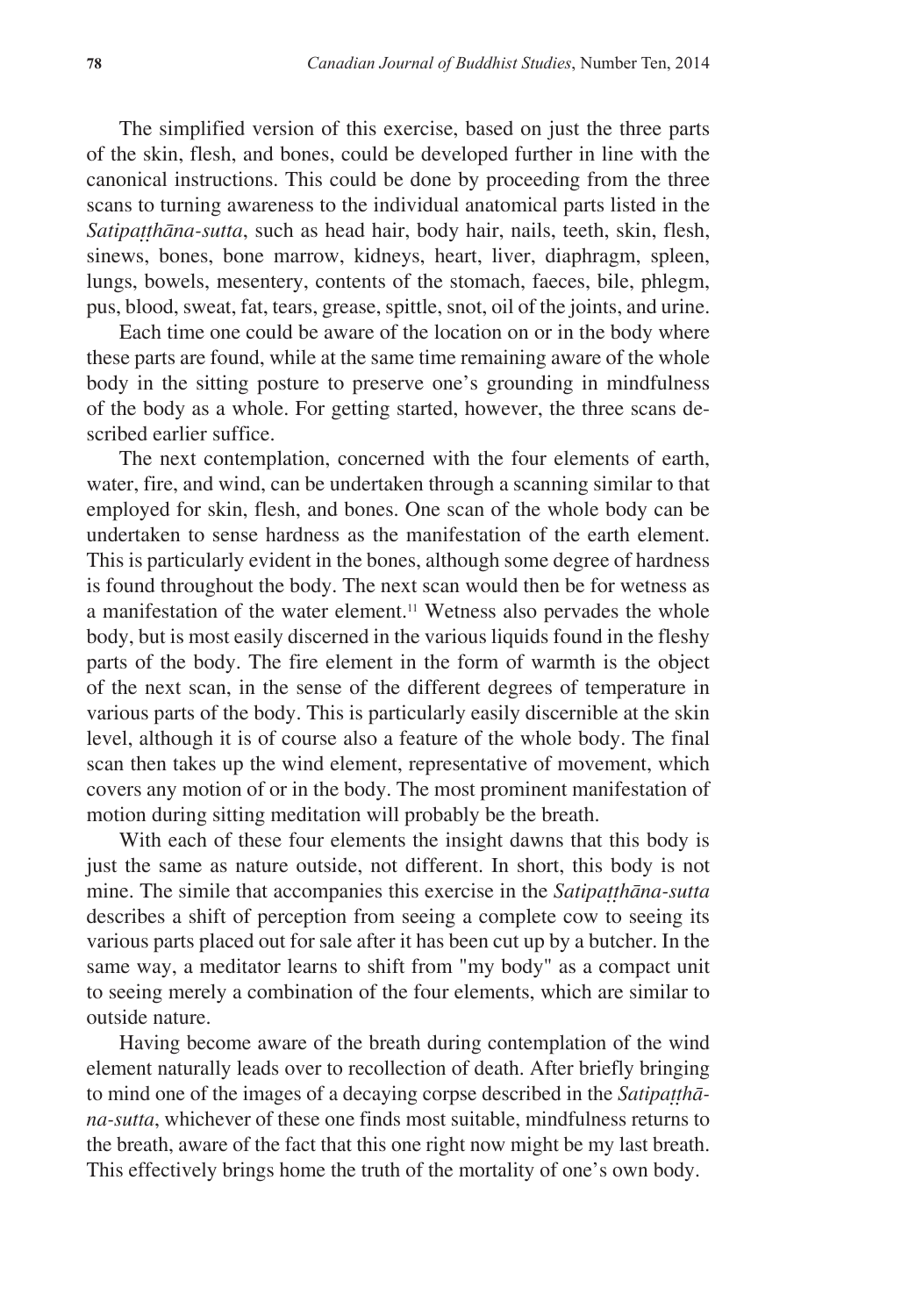The simplified version of this exercise, based on just the three parts of the skin, flesh, and bones, could be developed further in line with the canonical instructions. This could be done by proceeding from the three scans to turning awareness to the individual anatomical parts listed in the *Satipaṭṭhāna-sutta*, such as head hair, body hair, nails, teeth, skin, flesh, sinews, bones, bone marrow, kidneys, heart, liver, diaphragm, spleen, lungs, bowels, mesentery, contents of the stomach, faeces, bile, phlegm, pus, blood, sweat, fat, tears, grease, spittle, snot, oil of the joints, and urine.

Each time one could be aware of the location on or in the body where these parts are found, while at the same time remaining aware of the whole body in the sitting posture to preserve one's grounding in mindfulness of the body as a whole. For getting started, however, the three scans described earlier suffice.

The next contemplation, concerned with the four elements of earth, water, fire, and wind, can be undertaken through a scanning similar to that employed for skin, flesh, and bones. One scan of the whole body can be undertaken to sense hardness as the manifestation of the earth element. This is particularly evident in the bones, although some degree of hardness is found throughout the body. The next scan would then be for wetness as a manifestation of the water element.[11] Wetness also pervades the whole body, but is most easily discerned in the various liquids found in the fleshy parts of the body. The fire element in the form of warmth is the object of the next scan, in the sense of the different degrees of temperature in various parts of the body. This is particularly easily discernible at the skin level, although it is of course also a feature of the whole body. The final scan then takes up the wind element, representative of movement, which covers any motion of or in the body. The most prominent manifestation of motion during sitting meditation will probably be the breath.

With each of these four elements the insight dawns that this body is just the same as nature outside, not different. In short, this body is not mine. The simile that accompanies this exercise in the *Satipaṭṭhāna-sutta* describes a shift of perception from seeing a complete cow to seeing its various parts placed out for sale after it has been cut up by a butcher. In the same way, a meditator learns to shift from "my body" as a compact unit to seeing merely a combination of the four elements, which are similar to outside nature.

Having become aware of the breath during contemplation of the wind element naturally leads over to recollection of death. After briefly bringing to mind one of the images of a decaying corpse described in the *Satipaṭṭhāna-sutta*, whichever of these one finds most suitable, mindfulness returns to the breath, aware of the fact that this one right now might be my last breath. This effectively brings home the truth of the mortality of one's own body.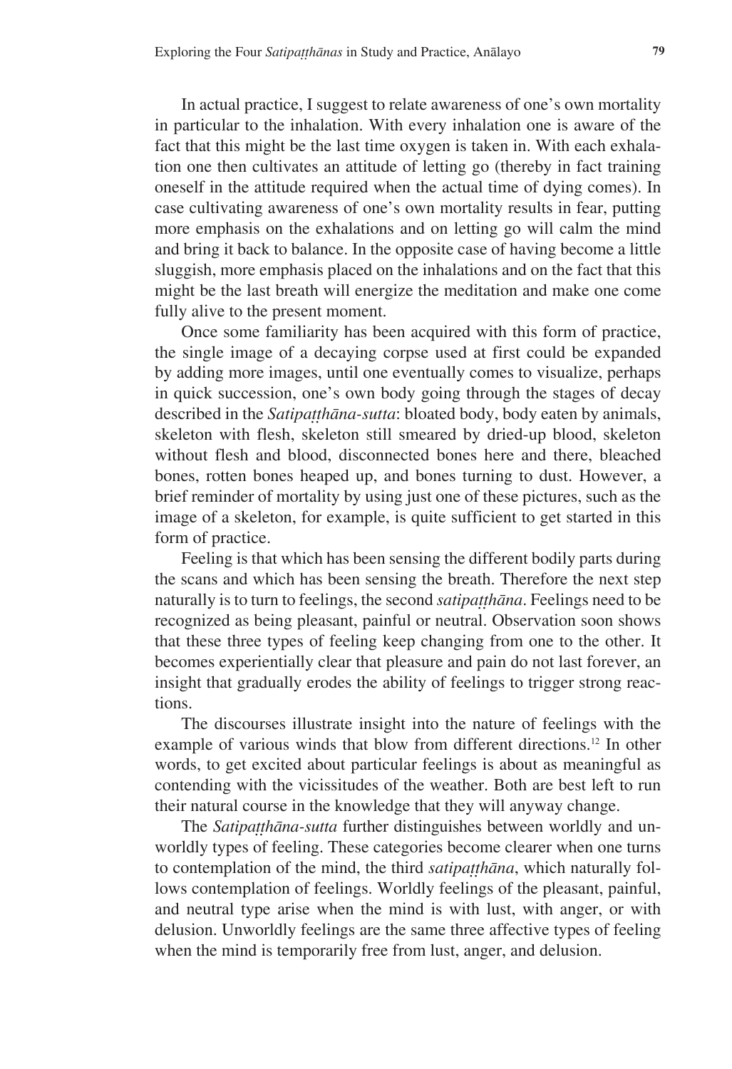In actual practice, I suggest to relate awareness of one's own mortality in particular to the inhalation. With every inhalation one is aware of the fact that this might be the last time oxygen is taken in. With each exhalation one then cultivates an attitude of letting go (thereby in fact training oneself in the attitude required when the actual time of dying comes). In case cultivating awareness of one's own mortality results in fear, putting more emphasis on the exhalations and on letting go will calm the mind and bring it back to balance. In the opposite case of having become a little sluggish, more emphasis placed on the inhalations and on the fact that this might be the last breath will energize the meditation and make one come fully alive to the present moment.

Once some familiarity has been acquired with this form of practice, the single image of a decaying corpse used at first could be expanded by adding more images, until one eventually comes to visualize, perhaps in quick succession, one's own body going through the stages of decay described in the *Satipaṭṭhāna-sutta*: bloated body, body eaten by animals, skeleton with flesh, skeleton still smeared by dried-up blood, skeleton without flesh and blood, disconnected bones here and there, bleached bones, rotten bones heaped up, and bones turning to dust. However, a brief reminder of mortality by using just one of these pictures, such as the image of a skeleton, for example, is quite sufficient to get started in this form of practice.

Feeling is that which has been sensing the different bodily parts during the scans and which has been sensing the breath. Therefore the next step naturally is to turn to feelings, the second *satipaṭṭhāna*. Feelings need to be recognized as being pleasant, painful or neutral. Observation soon shows that these three types of feeling keep changing from one to the other. It becomes experientially clear that pleasure and pain do not last forever, an insight that gradually erodes the ability of feelings to trigger strong reactions.

The discourses illustrate insight into the nature of feelings with the example of various winds that blow from different directions.[12] In other words, to get excited about particular feelings is about as meaningful as contending with the vicissitudes of the weather. Both are best left to run their natural course in the knowledge that they will anyway change.

The *Satipaṭṭhāna-sutta* further distinguishes between worldly and unworldly types of feeling. These categories become clearer when one turns to contemplation of the mind, the third *satipaṭṭhāna*, which naturally follows contemplation of feelings. Worldly feelings of the pleasant, painful, and neutral type arise when the mind is with lust, with anger, or with delusion. Unworldly feelings are the same three affective types of feeling when the mind is temporarily free from lust, anger, and delusion.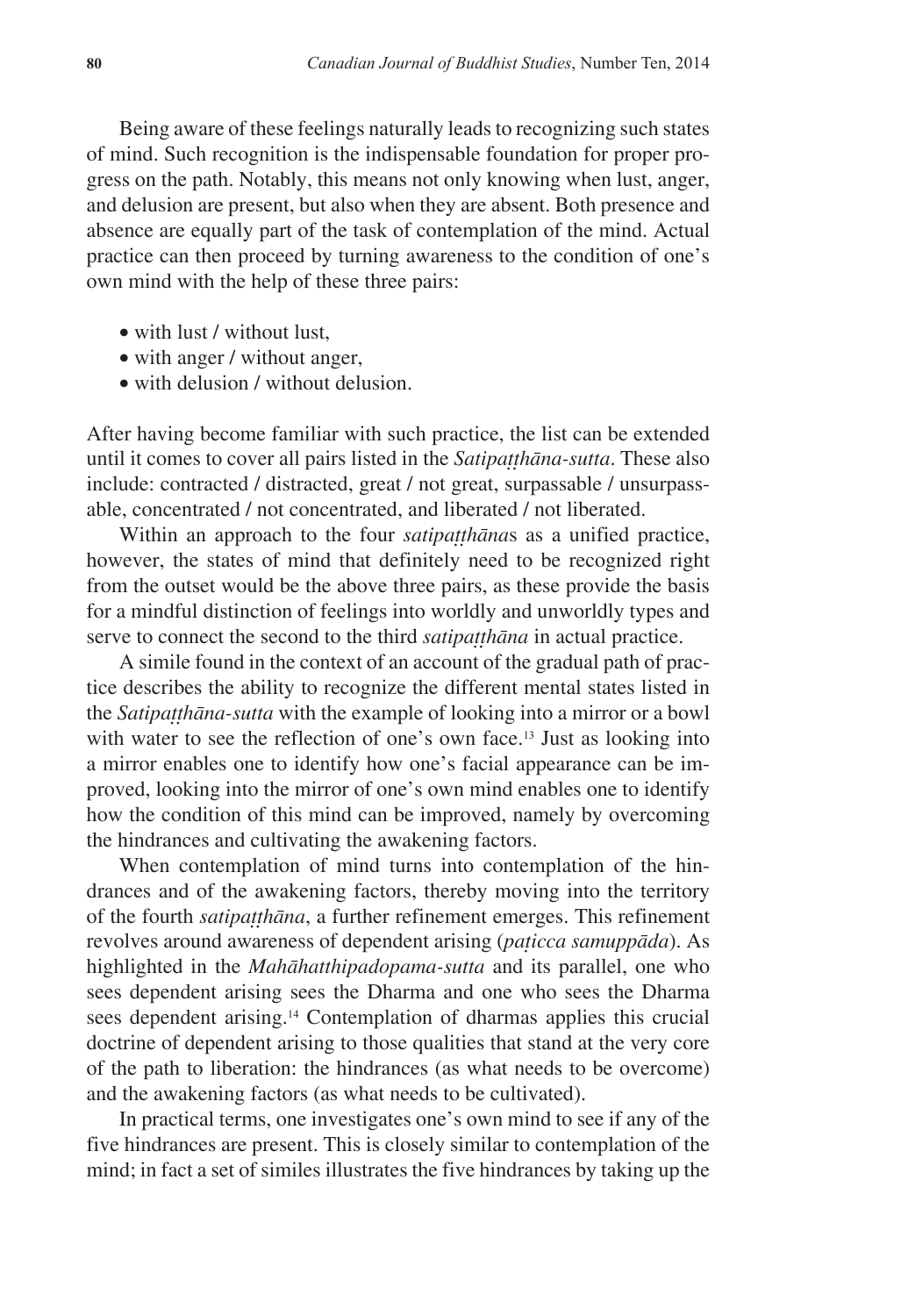Being aware of these feelings naturally leads to recognizing such states of mind. Such recognition is the indispensable foundation for proper progress on the path. Notably, this means not only knowing when lust, anger, and delusion are present, but also when they are absent. Both presence and absence are equally part of the task of contemplation of the mind. Actual practice can then proceed by turning awareness to the condition of one's own mind with the help of these three pairs:

- with lust / without lust,
- with anger / without anger,
- with delusion / without delusion.

After having become familiar with such practice, the list can be extended until it comes to cover all pairs listed in the *Satipaṭṭhāna-sutta*. These also include: contracted / distracted, great / not great, surpassable / unsurpassable, concentrated / not concentrated, and liberated / not liberated.

Within an approach to the four *satipaṭṭhāna*s as a unified practice, however, the states of mind that definitely need to be recognized right from the outset would be the above three pairs, as these provide the basis for a mindful distinction of feelings into worldly and unworldly types and serve to connect the second to the third *satipaṭṭhāna* in actual practice.

A simile found in the context of an account of the gradual path of practice describes the ability to recognize the different mental states listed in the *Satipaṭṭhāna-sutta* with the example of looking into a mirror or a bowl with water to see the reflection of one's own face.[13] Just as looking into a mirror enables one to identify how one's facial appearance can be improved, looking into the mirror of one's own mind enables one to identify how the condition of this mind can be improved, namely by overcoming the hindrances and cultivating the awakening factors.

When contemplation of mind turns into contemplation of the hindrances and of the awakening factors, thereby moving into the territory of the fourth *satipaṭṭhāna*, a further refinement emerges. This refinement revolves around awareness of dependent arising (*paṭicca samuppāda*). As highlighted in the *Mahāhatthipadopama-sutta* and its parallel, one who sees dependent arising sees the Dharma and one who sees the Dharma sees dependent arising.[14] Contemplation of dharmas applies this crucial doctrine of dependent arising to those qualities that stand at the very core of the path to liberation: the hindrances (as what needs to be overcome) and the awakening factors (as what needs to be cultivated).

In practical terms, one investigates one's own mind to see if any of the five hindrances are present. This is closely similar to contemplation of the mind; in fact a set of similes illustrates the five hindrances by taking up the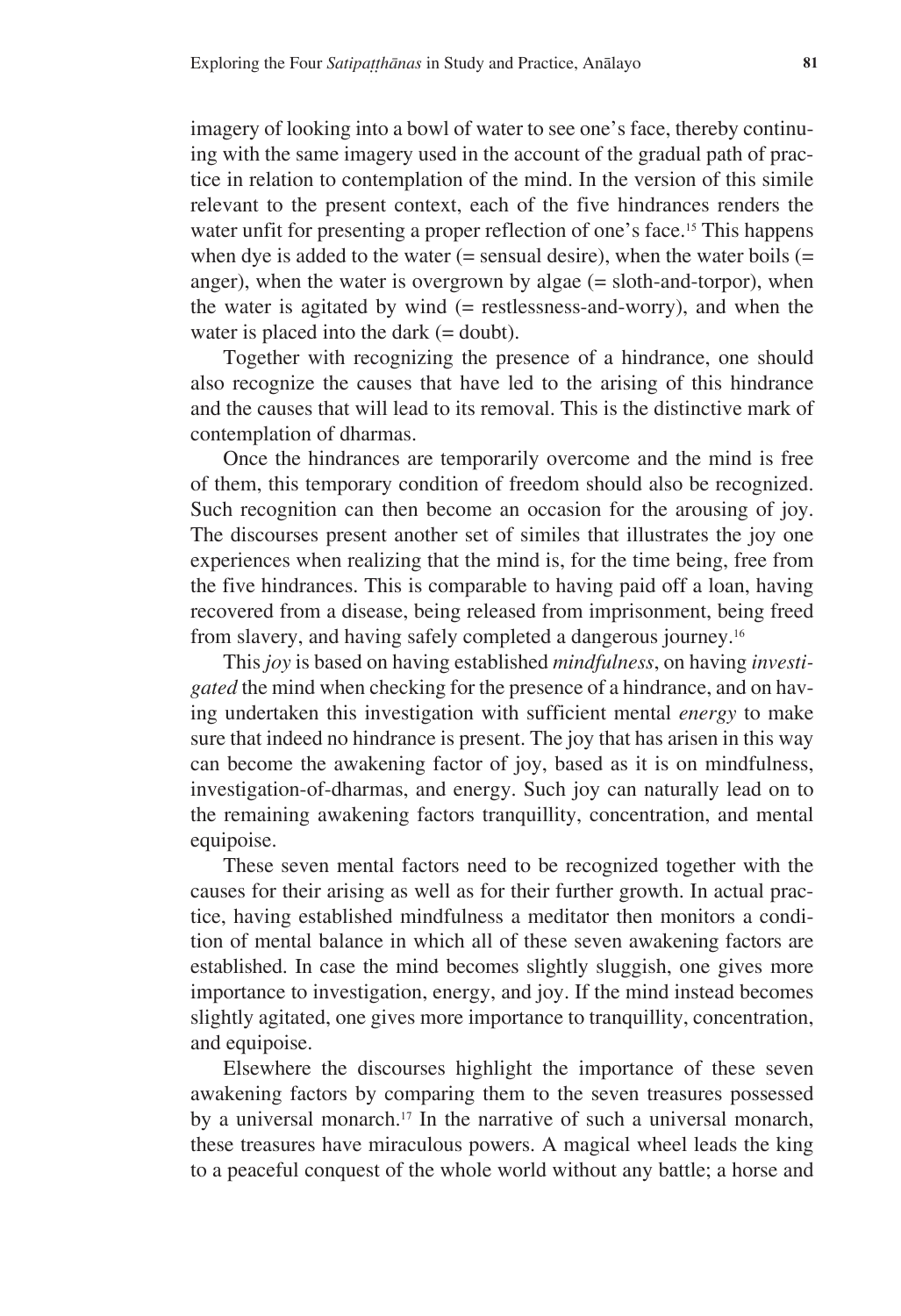imagery of looking into a bowl of water to see one's face, thereby continuing with the same imagery used in the account of the gradual path of practice in relation to contemplation of the mind. In the version of this simile relevant to the present context, each of the five hindrances renders the water unfit for presenting a proper reflection of one's face.[15] This happens when dye is added to the water (= sensual desire), when the water boils (= anger), when the water is overgrown by algae (= sloth-and-torpor), when the water is agitated by wind (= restlessness-and-worry), and when the water is placed into the dark (= doubt).

Together with recognizing the presence of a hindrance, one should also recognize the causes that have led to the arising of this hindrance and the causes that will lead to its removal. This is the distinctive mark of contemplation of dharmas.

Once the hindrances are temporarily overcome and the mind is free of them, this temporary condition of freedom should also be recognized. Such recognition can then become an occasion for the arousing of joy. The discourses present another set of similes that illustrates the joy one experiences when realizing that the mind is, for the time being, free from the five hindrances. This is comparable to having paid off a loan, having recovered from a disease, being released from imprisonment, being freed from slavery, and having safely completed a dangerous journey.[16]

This *joy* is based on having established *mindfulness*, on having *investigated* the mind when checking for the presence of a hindrance, and on having undertaken this investigation with sufficient mental *energy* to make sure that indeed no hindrance is present. The joy that has arisen in this way can become the awakening factor of joy, based as it is on mindfulness, investigation-of-dharmas, and energy. Such joy can naturally lead on to the remaining awakening factors tranquillity, concentration, and mental equipoise.

These seven mental factors need to be recognized together with the causes for their arising as well as for their further growth. In actual practice, having established mindfulness a meditator then monitors a condition of mental balance in which all of these seven awakening factors are established. In case the mind becomes slightly sluggish, one gives more importance to investigation, energy, and joy. If the mind instead becomes slightly agitated, one gives more importance to tranquillity, concentration, and equipoise.

Elsewhere the discourses highlight the importance of these seven awakening factors by comparing them to the seven treasures possessed by a universal monarch.[17] In the narrative of such a universal monarch, these treasures have miraculous powers. A magical wheel leads the king to a peaceful conquest of the whole world without any battle; a horse and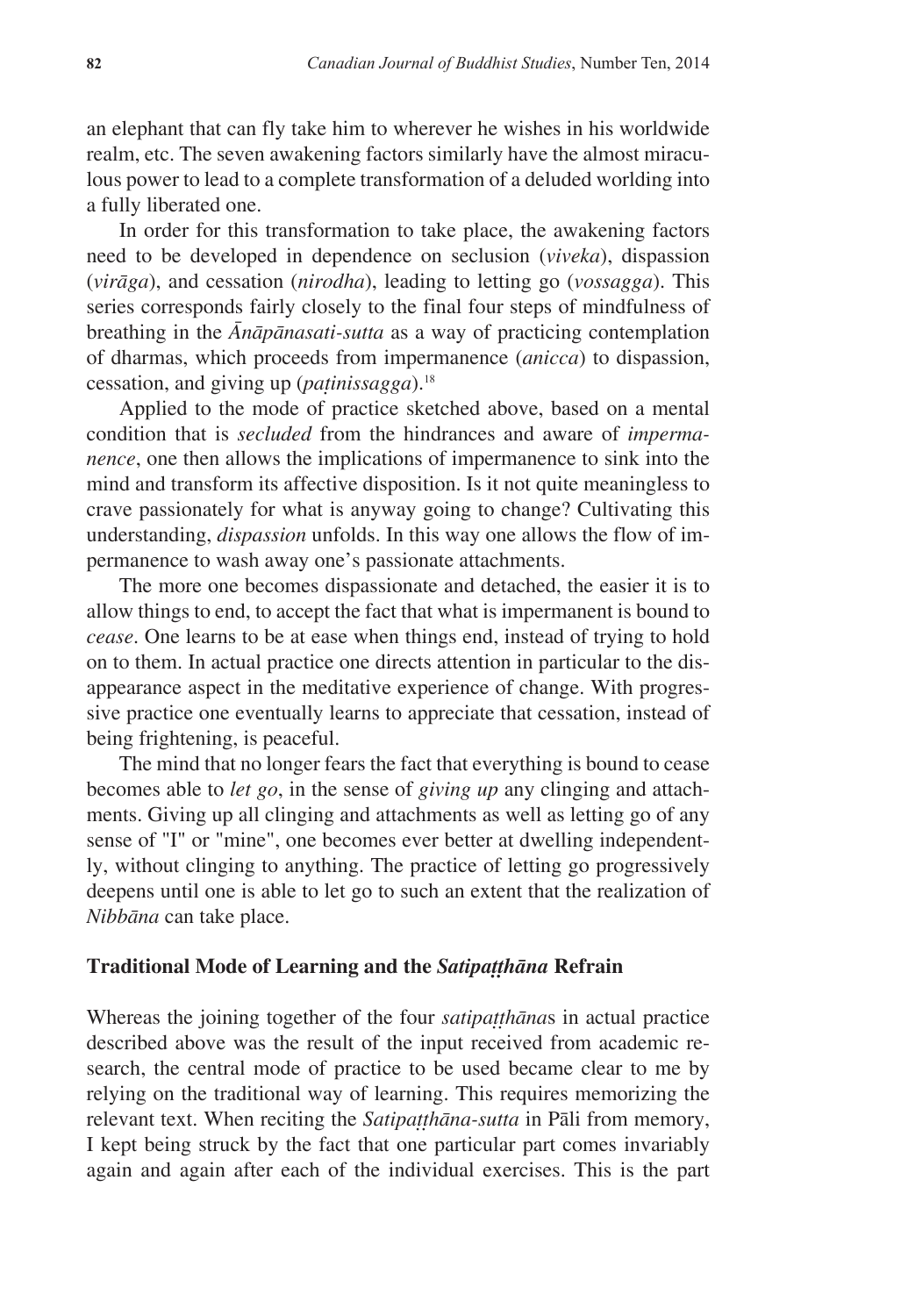an elephant that can fly take him to wherever he wishes in his worldwide realm, etc. The seven awakening factors similarly have the almost miraculous power to lead to a complete transformation of a deluded worldling into a fully liberated one.

In order for this transformation to take place, the awakening factors need to be developed in dependence on seclusion (*viveka*), dispassion (*virāga*), and cessation (*nirodha*), leading to letting go (*vossagga*). This series corresponds fairly closely to the final four steps of mindfulness of breathing in the *Ānāpānasati-sutta* as a way of practicing contemplation of dharmas, which proceeds from impermanence (*anicca*) to dispassion, cessation, and giving up (*paṭinissagga*).[18]

Applied to the mode of practice sketched above, based on a mental condition that is *secluded* from the hindrances and aware of *impermanence*, one then allows the implications of impermanence to sink into the mind and transform its affective disposition. Is it not quite meaningless to crave passionately for what is anyway going to change? Cultivating this understanding, *dispassion* unfolds. In this way one allows the flow of impermanence to wash away one's passionate attachments.

The more one becomes dispassionate and detached, the easier it is to allow things to end, to accept the fact that what is impermanent is bound to *cease*. One learns to be at ease when things end, instead of trying to hold on to them. In actual practice one directs attention in particular to the disappearance aspect in the meditative experience of change. With progressive practice one eventually learns to appreciate that cessation, instead of being frightening, is peaceful.

The mind that no longer fears the fact that everything is bound to cease becomes able to *let go*, in the sense of *giving up* any clinging and attachments. Giving up all clinging and attachments as well as letting go of any sense of "I" or "mine", one becomes ever better at dwelling independently, without clinging to anything. The practice of letting go progressively deepens until one is able to let go to such an extent that the realization of *Nibbāna* can take place.

## Traditional Mode of Learning and the *Satipaṭṭhāna* Refrain

Whereas the joining together of the four *satipaṭṭhāna*s in actual practice described above was the result of the input received from academic research, the central mode of practice to be used became clear to me by relying on the traditional way of learning. This requires memorizing the relevant text. When reciting the *Satipaṭṭhāna-sutta* in Pāli from memory, I kept being struck by the fact that one particular part comes invariably again and again after each of the individual exercises. This is the part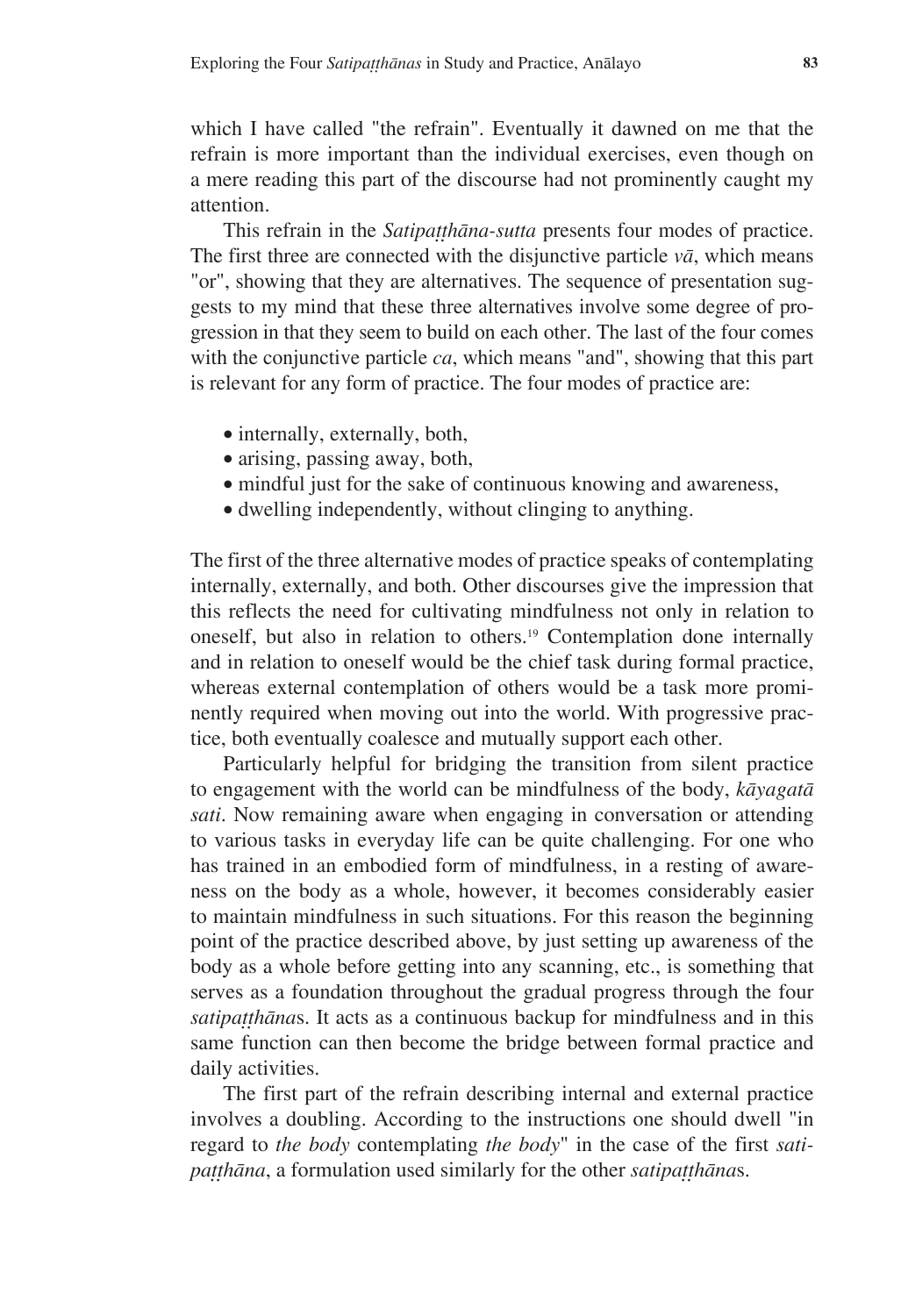which I have called "the refrain". Eventually it dawned on me that the refrain is more important than the individual exercises, even though on a mere reading this part of the discourse had not prominently caught my attention.

This refrain in the *Satipaṭṭhāna-sutta* presents four modes of practice. The first three are connected with the disjunctive particle *vā*, which means "or", showing that they are alternatives. The sequence of presentation suggests to my mind that these three alternatives involve some degree of progression in that they seem to build on each other. The last of the four comes with the conjunctive particle *ca*, which means "and", showing that this part is relevant for any form of practice. The four modes of practice are:

- internally, externally, both,
- arising, passing away, both,
- mindful just for the sake of continuous knowing and awareness,
- dwelling independently, without clinging to anything.

The first of the three alternative modes of practice speaks of contemplating internally, externally, and both. Other discourses give the impression that this reflects the need for cultivating mindfulness not only in relation to oneself, but also in relation to others.[19] Contemplation done internally and in relation to oneself would be the chief task during formal practice, whereas external contemplation of others would be a task more prominently required when moving out into the world. With progressive practice, both eventually coalesce and mutually support each other.

Particularly helpful for bridging the transition from silent practice to engagement with the world can be mindfulness of the body, *kāyagatā sati*. Now remaining aware when engaging in conversation or attending to various tasks in everyday life can be quite challenging. For one who has trained in an embodied form of mindfulness, in a resting of awareness on the body as a whole, however, it becomes considerably easier to maintain mindfulness in such situations. For this reason the beginning point of the practice described above, by just setting up awareness of the body as a whole before getting into any scanning, etc., is something that serves as a foundation throughout the gradual progress through the four *satipaṭṭhāna*s. It acts as a continuous backup for mindfulness and in this same function can then become the bridge between formal practice and daily activities.

The first part of the refrain describing internal and external practice involves a doubling. According to the instructions one should dwell "in regard to *the body* contemplating *the body*" in the case of the first *satipaṭṭhāna*, a formulation used similarly for the other *satipaṭṭhāna*s.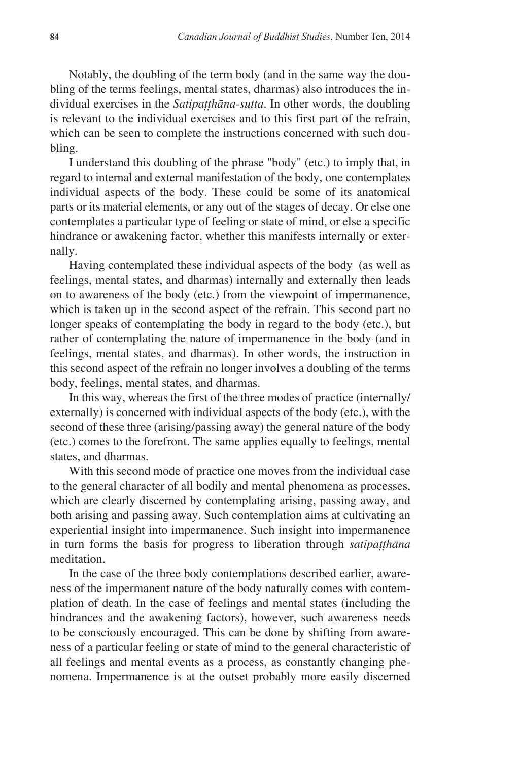Notably, the doubling of the term body (and in the same way the doubling of the terms feelings, mental states, dharmas) also introduces the individual exercises in the *Satipaṭṭhāna-sutta*. In other words, the doubling is relevant to the individual exercises and to this first part of the refrain, which can be seen to complete the instructions concerned with such doubling.

I understand this doubling of the phrase "body" (etc.) to imply that, in regard to internal and external manifestation of the body, one contemplates individual aspects of the body. These could be some of its anatomical parts or its material elements, or any out of the stages of decay. Or else one contemplates a particular type of feeling or state of mind, or else a specific hindrance or awakening factor, whether this manifests internally or externally.

Having contemplated these individual aspects of the body (as well as feelings, mental states, and dharmas) internally and externally then leads on to awareness of the body (etc.) from the viewpoint of impermanence, which is taken up in the second aspect of the refrain. This second part no longer speaks of contemplating the body in regard to the body (etc.), but rather of contemplating the nature of impermanence in the body (and in feelings, mental states, and dharmas). In other words, the instruction in this second aspect of the refrain no longer involves a doubling of the terms body, feelings, mental states, and dharmas.

In this way, whereas the first of the three modes of practice (internally/externally) is concerned with individual aspects of the body (etc.), with the second of these three (arising/passing away) the general nature of the body (etc.) comes to the forefront. The same applies equally to feelings, mental states, and dharmas.

With this second mode of practice one moves from the individual case to the general character of all bodily and mental phenomena as processes, which are clearly discerned by contemplating arising, passing away, and both arising and passing away. Such contemplation aims at cultivating an experiential insight into impermanence. Such insight into impermanence in turn forms the basis for progress to liberation through *satipaṭṭhāna* meditation.

In the case of the three body contemplations described earlier, awareness of the impermanent nature of the body naturally comes with contemplation of death. In the case of feelings and mental states (including the hindrances and the awakening factors), however, such awareness needs to be consciously encouraged. This can be done by shifting from awareness of a particular feeling or state of mind to the general characteristic of all feelings and mental events as a process, as constantly changing phenomena. Impermanence is at the outset probably more easily discerned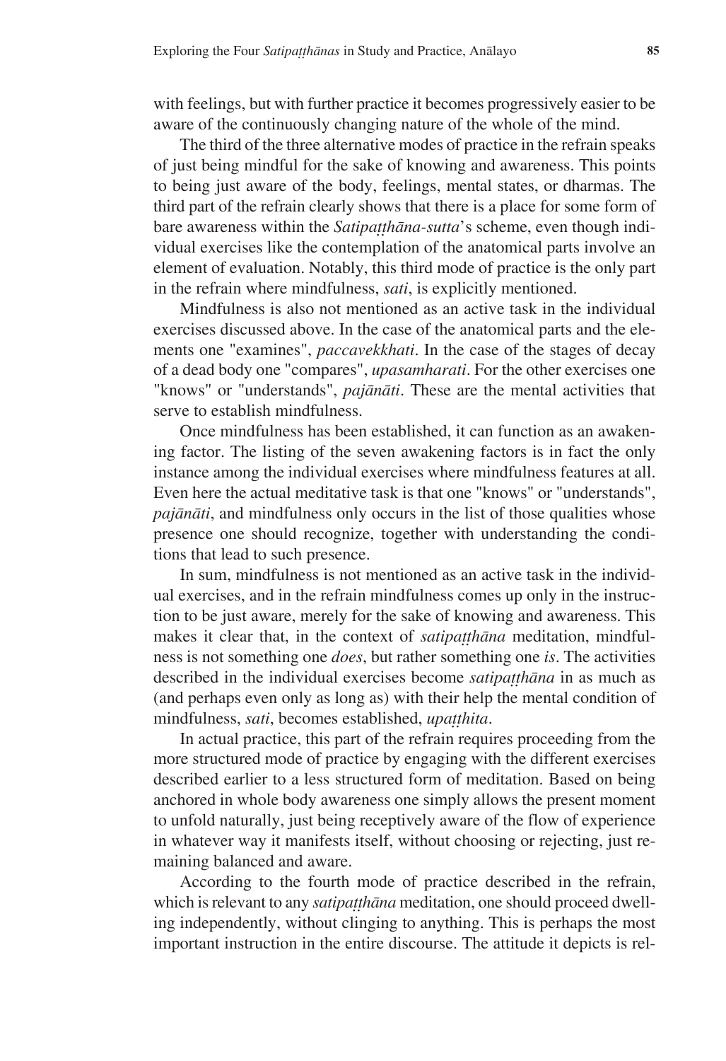with feelings, but with further practice it becomes progressively easier to be aware of the continuously changing nature of the whole of the mind.

The third of the three alternative modes of practice in the refrain speaks of just being mindful for the sake of knowing and awareness. This points to being just aware of the body, feelings, mental states, or dharmas. The third part of the refrain clearly shows that there is a place for some form of bare awareness within the *Satipaṭṭhāna-sutta*'s scheme, even though individual exercises like the contemplation of the anatomical parts involve an element of evaluation. Notably, this third mode of practice is the only part in the refrain where mindfulness, *sati*, is explicitly mentioned.

Mindfulness is also not mentioned as an active task in the individual exercises discussed above. In the case of the anatomical parts and the elements one "examines", *paccavekkhati*. In the case of the stages of decay of a dead body one "compares", *upasaṃharati*. For the other exercises one "knows" or "understands", *pajānāti*. These are the mental activities that serve to establish mindfulness.

Once mindfulness has been established, it can function as an awakening factor. The listing of the seven awakening factors is in fact the only instance among the individual exercises where mindfulness features at all. Even here the actual meditative task is that one "knows" or "understands", *pajānāti*, and mindfulness only occurs in the list of those qualities whose presence one should recognize, together with understanding the conditions that lead to such presence.

In sum, mindfulness is not mentioned as an active task in the individual exercises, and in the refrain mindfulness comes up only in the instruction to be just aware, merely for the sake of knowing and awareness. This makes it clear that, in the context of *satipaṭṭhāna* meditation, mindfulness is not something one *does*, but rather something one *is*. The activities described in the individual exercises become *satipaṭṭhāna* in as much as (and perhaps even only as long as) with their help the mental condition of mindfulness, *sati*, becomes established, *upaṭṭhita*.

In actual practice, this part of the refrain requires proceeding from the more structured mode of practice by engaging with the different exercises described earlier to a less structured form of meditation. Based on being anchored in whole body awareness one simply allows the present moment to unfold naturally, just being receptively aware of the flow of experience in whatever way it manifests itself, without choosing or rejecting, just remaining balanced and aware.

According to the fourth mode of practice described in the refrain, which is relevant to any *satipaṭṭhāna* meditation, one should proceed dwelling independently, without clinging to anything. This is perhaps the most important instruction in the entire discourse. The attitude it depicts is rel-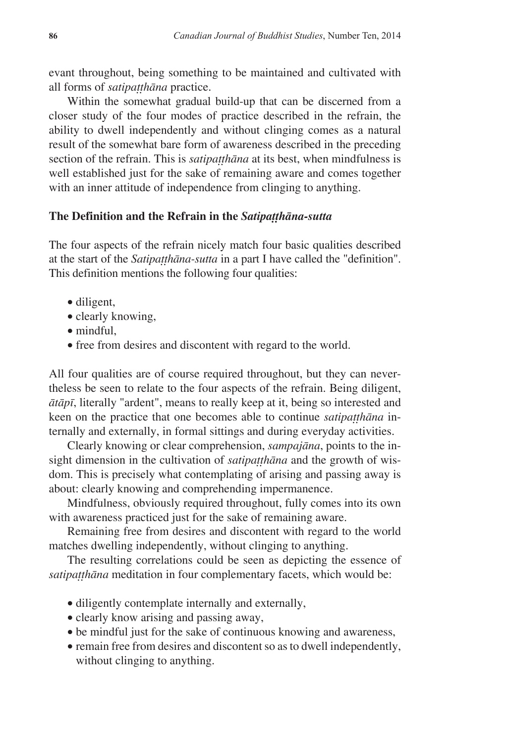evant throughout, being something to be maintained and cultivated with all forms of *satipaṭṭhāna* practice.

Within the somewhat gradual build-up that can be discerned from a closer study of the four modes of practice described in the refrain, the ability to dwell independently and without clinging comes as a natural result of the somewhat bare form of awareness described in the preceding section of the refrain. This is *satipaṭṭhāna* at its best, when mindfulness is well established just for the sake of remaining aware and comes together with an inner attitude of independence from clinging to anything.

### The Definition and the Refrain in the *Satipaṭṭhāna-sutta*

The four aspects of the refrain nicely match four basic qualities described at the start of the *Satipaṭṭhāna-sutta* in a part I have called the "definition". This definition mentions the following four qualities:

- diligent,
- clearly knowing,
- mindful,
- free from desires and discontent with regard to the world.

All four qualities are of course required throughout, but they can nevertheless be seen to relate to the four aspects of the refrain. Being diligent, *ātāpī*, literally "ardent", means to really keep at it, being so interested and keen on the practice that one becomes able to continue *satipaṭṭhāna* internally and externally, in formal sittings and during everyday activities.

Clearly knowing or clear comprehension, *sampajāna*, points to the insight dimension in the cultivation of *satipaṭṭhāna* and the growth of wisdom. This is precisely what contemplating of arising and passing away is about: clearly knowing and comprehending impermanence.

Mindfulness, obviously required throughout, fully comes into its own with awareness practiced just for the sake of remaining aware.

Remaining free from desires and discontent with regard to the world matches dwelling independently, without clinging to anything.

The resulting correlations could be seen as depicting the essence of *satipaṭṭhāna* meditation in four complementary facets, which would be:

- diligently contemplate internally and externally,
- clearly know arising and passing away,
- be mindful just for the sake of continuous knowing and awareness,
- remain free from desires and discontent so as to dwell independently, without clinging to anything.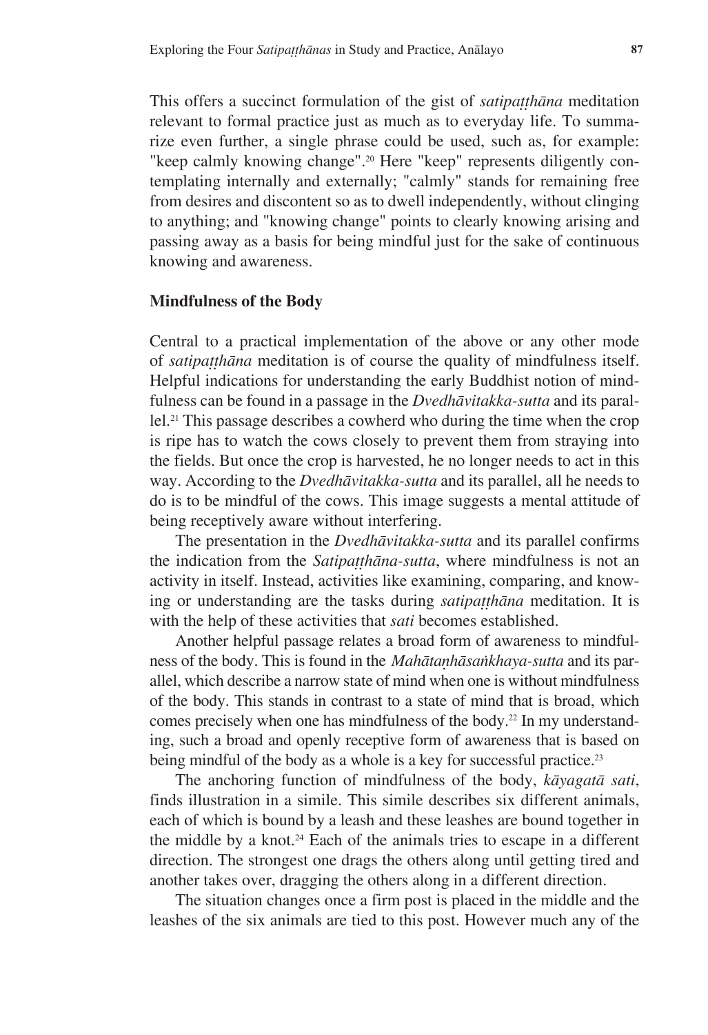This offers a succinct formulation of the gist of *satipaṭṭhāna* meditation relevant to formal practice just as much as to everyday life. To summarize even further, a single phrase could be used, such as, for example: "keep calmly knowing change".[20] Here "keep" represents diligently contemplating internally and externally; "calmly" stands for remaining free from desires and discontent so as to dwell independently, without clinging to anything; and "knowing change" points to clearly knowing arising and passing away as a basis for being mindful just for the sake of continuous knowing and awareness.

## Mindfulness of the Body

Central to a practical implementation of the above or any other mode of *satipaṭṭhāna* meditation is of course the quality of mindfulness itself. Helpful indications for understanding the early Buddhist notion of mindfulness can be found in a passage in the *Dvedhāvitakka-sutta* and its parallel.[21] This passage describes a cowherd who during the time when the crop is ripe has to watch the cows closely to prevent them from straying into the fields. But once the crop is harvested, he no longer needs to act in this way. According to the *Dvedhāvitakka-sutta* and its parallel, all he needs to do is to be mindful of the cows. This image suggests a mental attitude of being receptively aware without interfering.

The presentation in the *Dvedhāvitakka-sutta* and its parallel confirms the indication from the *Satipaṭṭhāna-sutta*, where mindfulness is not an activity in itself. Instead, activities like examining, comparing, and knowing or understanding are the tasks during *satipaṭṭhāna* meditation. It is with the help of these activities that *sati* becomes established.

Another helpful passage relates a broad form of awareness to mindfulness of the body. This is found in the *Mahātaṇhāsaṅkhaya-sutta* and its parallel, which describe a narrow state of mind when one is without mindfulness of the body. This stands in contrast to a state of mind that is broad, which comes precisely when one has mindfulness of the body.[22] In my understanding, such a broad and openly receptive form of awareness that is based on being mindful of the body as a whole is a key for successful practice.[23]

The anchoring function of mindfulness of the body, *kāyagatā sati*, finds illustration in a simile. This simile describes six different animals, each of which is bound by a leash and these leashes are bound together in the middle by a knot.[24] Each of the animals tries to escape in a different direction. The strongest one drags the others along until getting tired and another takes over, dragging the others along in a different direction.

The situation changes once a firm post is placed in the middle and the leashes of the six animals are tied to this post. However much any of the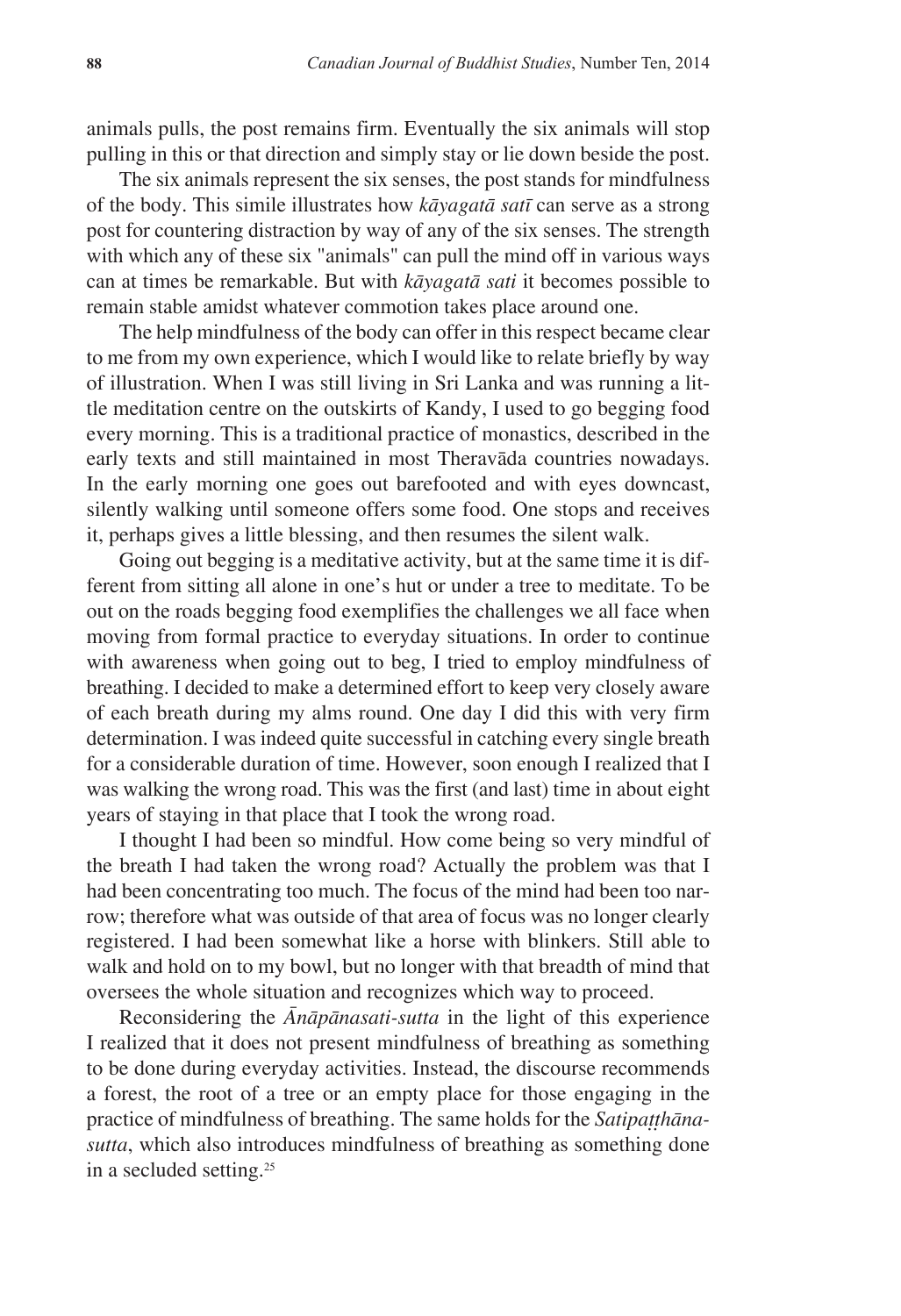animals pulls, the post remains firm. Eventually the six animals will stop pulling in this or that direction and simply stay or lie down beside the post.

The six animals represent the six senses, the post stands for mindfulness of the body. This simile illustrates how *kāyagatā satī* can serve as a strong post for countering distraction by way of any of the six senses. The strength with which any of these six "animals" can pull the mind off in various ways can at times be remarkable. But with *kāyagatā sati* it becomes possible to remain stable amidst whatever commotion takes place around one.

The help mindfulness of the body can offer in this respect became clear to me from my own experience, which I would like to relate briefly by way of illustration. When I was still living in Sri Lanka and was running a little meditation centre on the outskirts of Kandy, I used to go begging food every morning. This is a traditional practice of monastics, described in the early texts and still maintained in most Theravāda countries nowadays. In the early morning one goes out barefooted and with eyes downcast, silently walking until someone offers some food. One stops and receives it, perhaps gives a little blessing, and then resumes the silent walk.

Going out begging is a meditative activity, but at the same time it is different from sitting all alone in one's hut or under a tree to meditate. To be out on the roads begging food exemplifies the challenges we all face when moving from formal practice to everyday situations. In order to continue with awareness when going out to beg, I tried to employ mindfulness of breathing. I decided to make a determined effort to keep very closely aware of each breath during my alms round. One day I did this with very firm determination. I was indeed quite successful in catching every single breath for a considerable duration of time. However, soon enough I realized that I was walking the wrong road. This was the first (and last) time in about eight years of staying in that place that I took the wrong road.

I thought I had been so mindful. How come being so very mindful of the breath I had taken the wrong road? Actually the problem was that I had been concentrating too much. The focus of the mind had been too narrow; therefore what was outside of that area of focus was no longer clearly registered. I had been somewhat like a horse with blinkers. Still able to walk and hold on to my bowl, but no longer with that breadth of mind that oversees the whole situation and recognizes which way to proceed.

Reconsidering the *Ānāpānasati-sutta* in the light of this experience I realized that it does not present mindfulness of breathing as something to be done during everyday activities. Instead, the discourse recommends a forest, the root of a tree or an empty place for those engaging in the practice of mindfulness of breathing. The same holds for the *Satipaṭṭhāna-sutta*, which also introduces mindfulness of breathing as something done in a secluded setting.[25]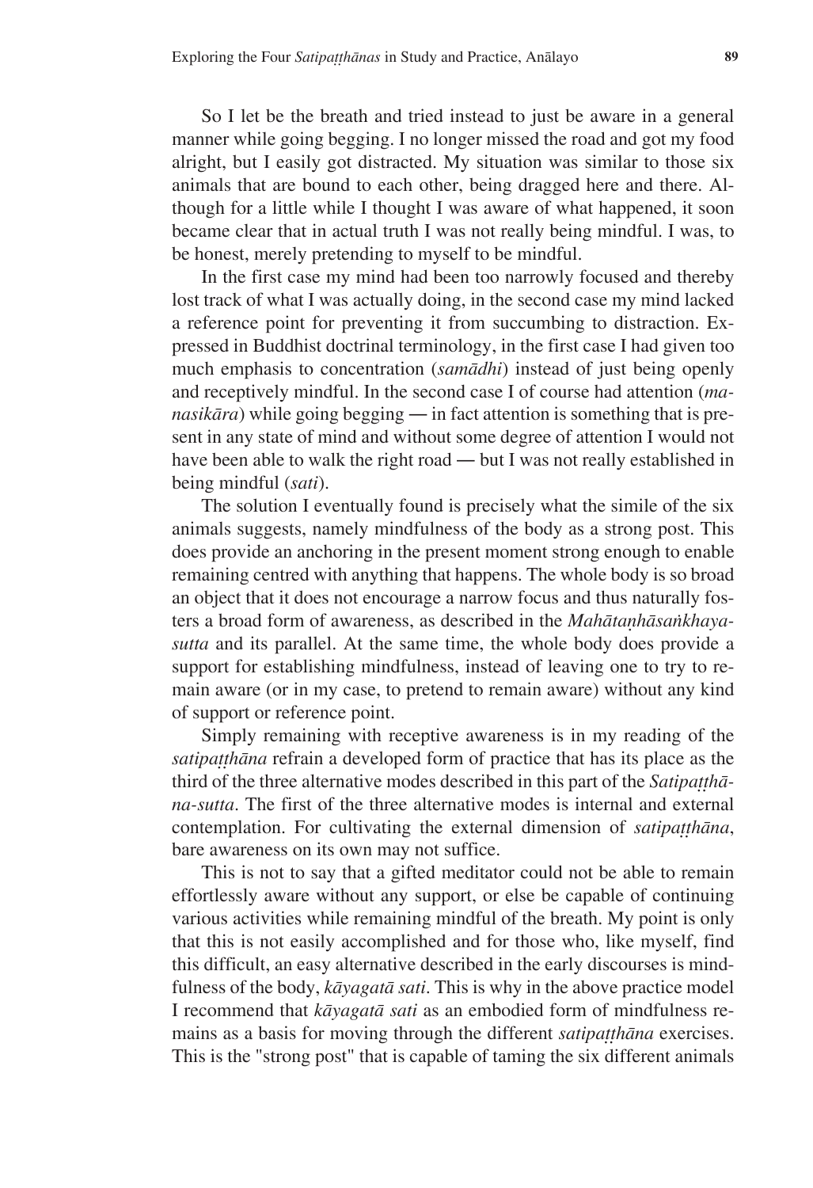So I let be the breath and tried instead to just be aware in a general manner while going begging. I no longer missed the road and got my food alright, but I easily got distracted. My situation was similar to those six animals that are bound to each other, being dragged here and there. Although for a little while I thought I was aware of what happened, it soon became clear that in actual truth I was not really being mindful. I was, to be honest, merely pretending to myself to be mindful.

In the first case my mind had been too narrowly focused and thereby lost track of what I was actually doing, in the second case my mind lacked a reference point for preventing it from succumbing to distraction. Expressed in Buddhist doctrinal terminology, in the first case I had given too much emphasis to concentration (*samādhi*) instead of just being openly and receptively mindful. In the second case I of course had attention (*manasikāra*) while going begging — in fact attention is something that is present in any state of mind and without some degree of attention I would not have been able to walk the right road — but I was not really established in being mindful (*sati*).

The solution I eventually found is precisely what the simile of the six animals suggests, namely mindfulness of the body as a strong post. This does provide an anchoring in the present moment strong enough to enable remaining centred with anything that happens. The whole body is so broad an object that it does not encourage a narrow focus and thus naturally fosters a broad form of awareness, as described in the *Mahātaṇhāsaṅkhaya-sutta* and its parallel. At the same time, the whole body does provide a support for establishing mindfulness, instead of leaving one to try to remain aware (or in my case, to pretend to remain aware) without any kind of support or reference point.

Simply remaining with receptive awareness is in my reading of the *satipaṭṭhāna* refrain a developed form of practice that has its place as the third of the three alternative modes described in this part of the *Satipaṭṭhāna-sutta*. The first of the three alternative modes is internal and external contemplation. For cultivating the external dimension of *satipaṭṭhāna*, bare awareness on its own may not suffice.

This is not to say that a gifted meditator could not be able to remain effortlessly aware without any support, or else be capable of continuing various activities while remaining mindful of the breath. My point is only that this is not easily accomplished and for those who, like myself, find this difficult, an easy alternative described in the early discourses is mindfulness of the body, *kāyagatā sati*. This is why in the above practice model I recommend that *kāyagatā sati* as an embodied form of mindfulness remains as a basis for moving through the different *satipaṭṭhāna* exercises. This is the "strong post" that is capable of taming the six different animals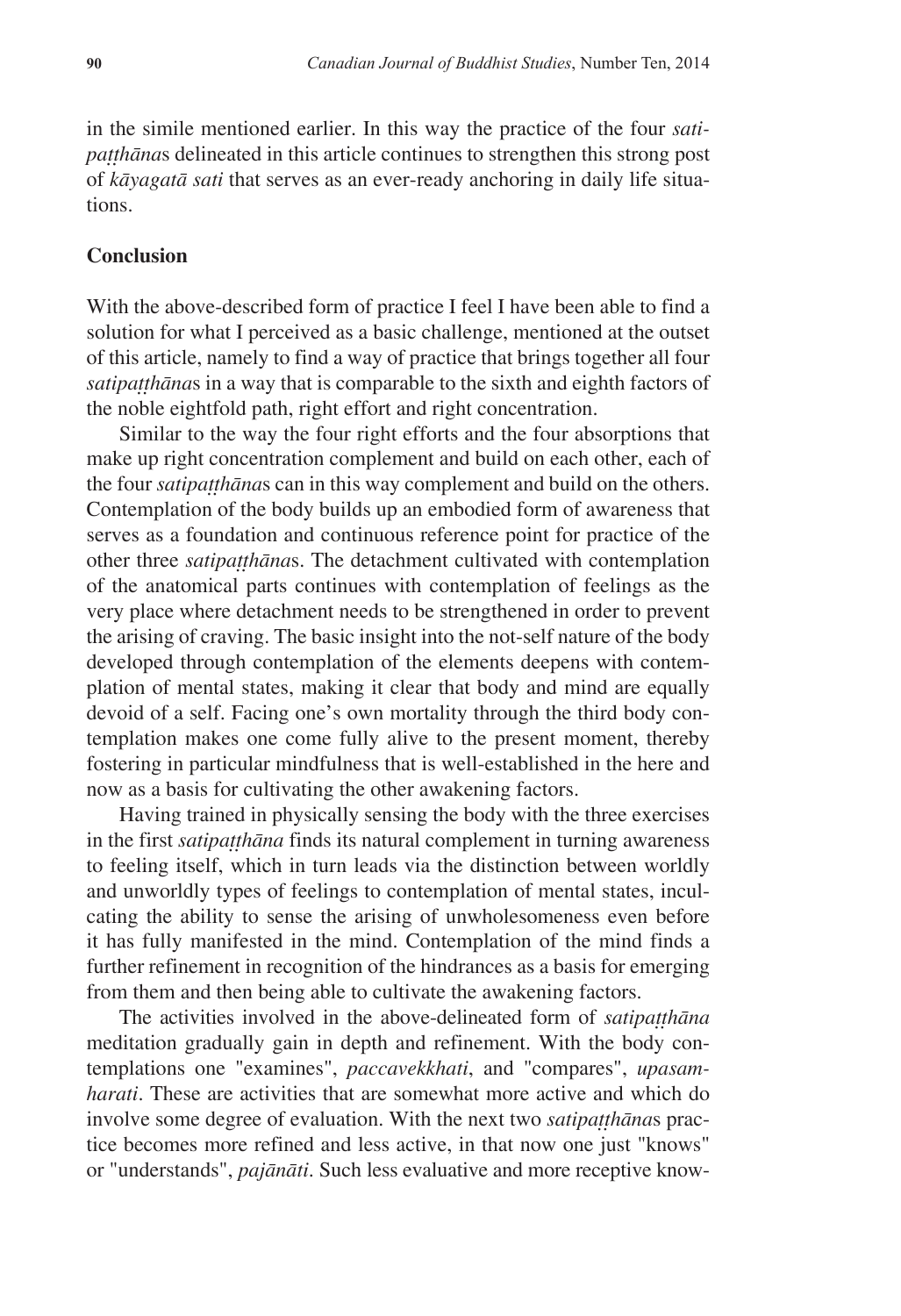in the simile mentioned earlier. In this way the practice of the four *satipaṭṭhāna*s delineated in this article continues to strengthen this strong post of *kāyagatā sati* that serves as an ever-ready anchoring in daily life situations.

## Conclusion

With the above-described form of practice I feel I have been able to find a solution for what I perceived as a basic challenge, mentioned at the outset of this article, namely to find a way of practice that brings together all four *satipaṭṭhāna*s in a way that is comparable to the sixth and eighth factors of the noble eightfold path, right effort and right concentration.

Similar to the way the four right efforts and the four absorptions that make up right concentration complement and build on each other, each of the four *satipaṭṭhāna*s can in this way complement and build on the others. Contemplation of the body builds up an embodied form of awareness that serves as a foundation and continuous reference point for practice of the other three *satipaṭṭhāna*s. The detachment cultivated with contemplation of the anatomical parts continues with contemplation of feelings as the very place where detachment needs to be strengthened in order to prevent the arising of craving. The basic insight into the not-self nature of the body developed through contemplation of the elements deepens with contemplation of mental states, making it clear that body and mind are equally devoid of a self. Facing one's own mortality through the third body contemplation makes one come fully alive to the present moment, thereby fostering in particular mindfulness that is well-established in the here and now as a basis for cultivating the other awakening factors.

Having trained in physically sensing the body with the three exercises in the first *satipaṭṭhāna* finds its natural complement in turning awareness to feeling itself, which in turn leads via the distinction between worldly and unworldly types of feelings to contemplation of mental states, inculcating the ability to sense the arising of unwholesomeness even before it has fully manifested in the mind. Contemplation of the mind finds a further refinement in recognition of the hindrances as a basis for emerging from them and then being able to cultivate the awakening factors.

The activities involved in the above-delineated form of *satipaṭṭhāna* meditation gradually gain in depth and refinement. With the body contemplations one "examines", *paccavekkhati*, and "compares", *upasamharati*. These are activities that are somewhat more active and which do involve some degree of evaluation. With the next two *satipaṭṭhāna*s practice becomes more refined and less active, in that now one just "knows" or "understands", *pajānāti*. Such less evaluative and more receptive know-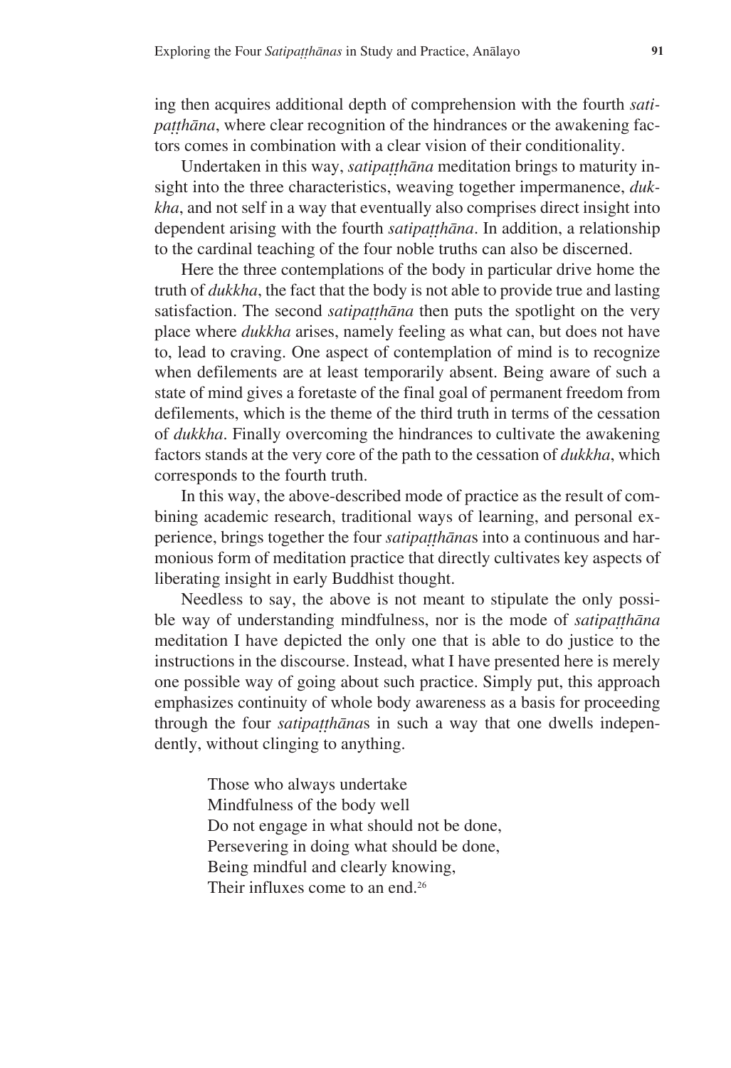ing then acquires additional depth of comprehension with the fourth *satipaṭṭhāna*, where clear recognition of the hindrances or the awakening factors comes in combination with a clear vision of their conditionality.

Undertaken in this way, *satipaṭṭhāna* meditation brings to maturity insight into the three characteristics, weaving together impermanence, *dukkha*, and not self in a way that eventually also comprises direct insight into dependent arising with the fourth *satipaṭṭhāna*. In addition, a relationship to the cardinal teaching of the four noble truths can also be discerned.

Here the three contemplations of the body in particular drive home the truth of *dukkha*, the fact that the body is not able to provide true and lasting satisfaction. The second *satipaṭṭhāna* then puts the spotlight on the very place where *dukkha* arises, namely feeling as what can, but does not have to, lead to craving. One aspect of contemplation of mind is to recognize when defilements are at least temporarily absent. Being aware of such a state of mind gives a foretaste of the final goal of permanent freedom from defilements, which is the theme of the third truth in terms of the cessation of *dukkha*. Finally overcoming the hindrances to cultivate the awakening factors stands at the very core of the path to the cessation of *dukkha*, which corresponds to the fourth truth.

In this way, the above-described mode of practice as the result of combining academic research, traditional ways of learning, and personal experience, brings together the four *satipaṭṭhāna*s into a continuous and harmonious form of meditation practice that directly cultivates key aspects of liberating insight in early Buddhist thought.

Needless to say, the above is not meant to stipulate the only possible way of understanding mindfulness, nor is the mode of *satipaṭṭhāna* meditation I have depicted the only one that is able to do justice to the instructions in the discourse. Instead, what I have presented here is merely one possible way of going about such practice. Simply put, this approach emphasizes continuity of whole body awareness as a basis for proceeding through the four *satipaṭṭhāna*s in such a way that one dwells independently, without clinging to anything.

> Those who always undertake
> Mindfulness of the body well
> Do not engage in what should not be done,
> Persevering in doing what should be done,
> Being mindful and clearly knowing,
> Their influxes come to an end.[26]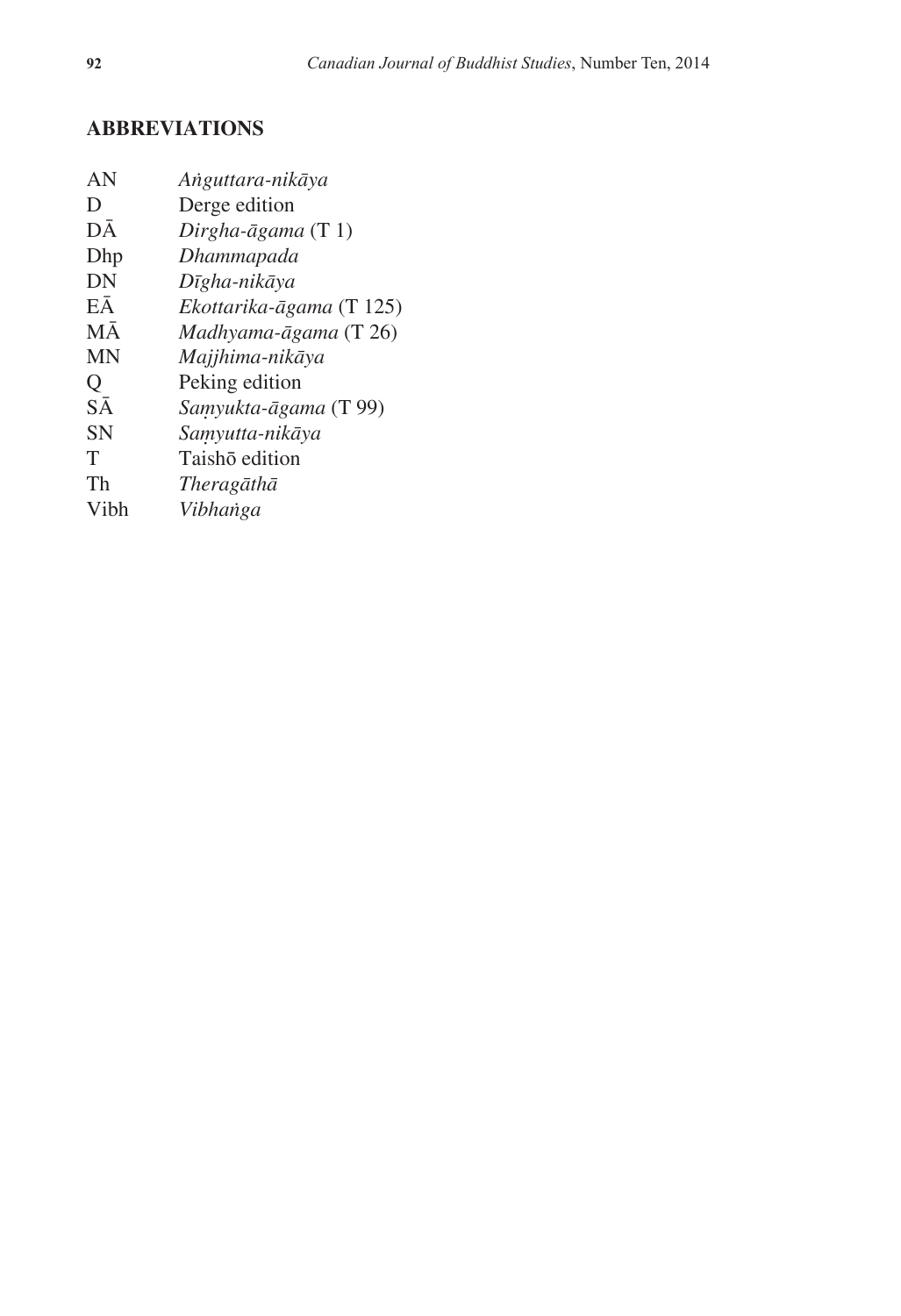## ABBREVIATIONS

| | |
|---|---|
| AN | *Aṅguttara-nikāya* |
| D | Derge edition |
| DĀ | *Dirgha-āgama* (T 1) |
| Dhp | *Dhammapada* |
| DN | *Dīgha-nikāya* |
| EĀ | *Ekottarika-āgama* (T 125) |
| MĀ | *Madhyama-āgama* (T 26) |
| MN | *Majjhima-nikāya* |
| Q | Peking edition |
| SĀ | *Saṃyukta-āgama* (T 99) |
| SN | *Saṃyutta-nikāya* |
| T | Taishō edition |
| Th | *Theragāthā* |
| Vibh | *Vibhaṅga* |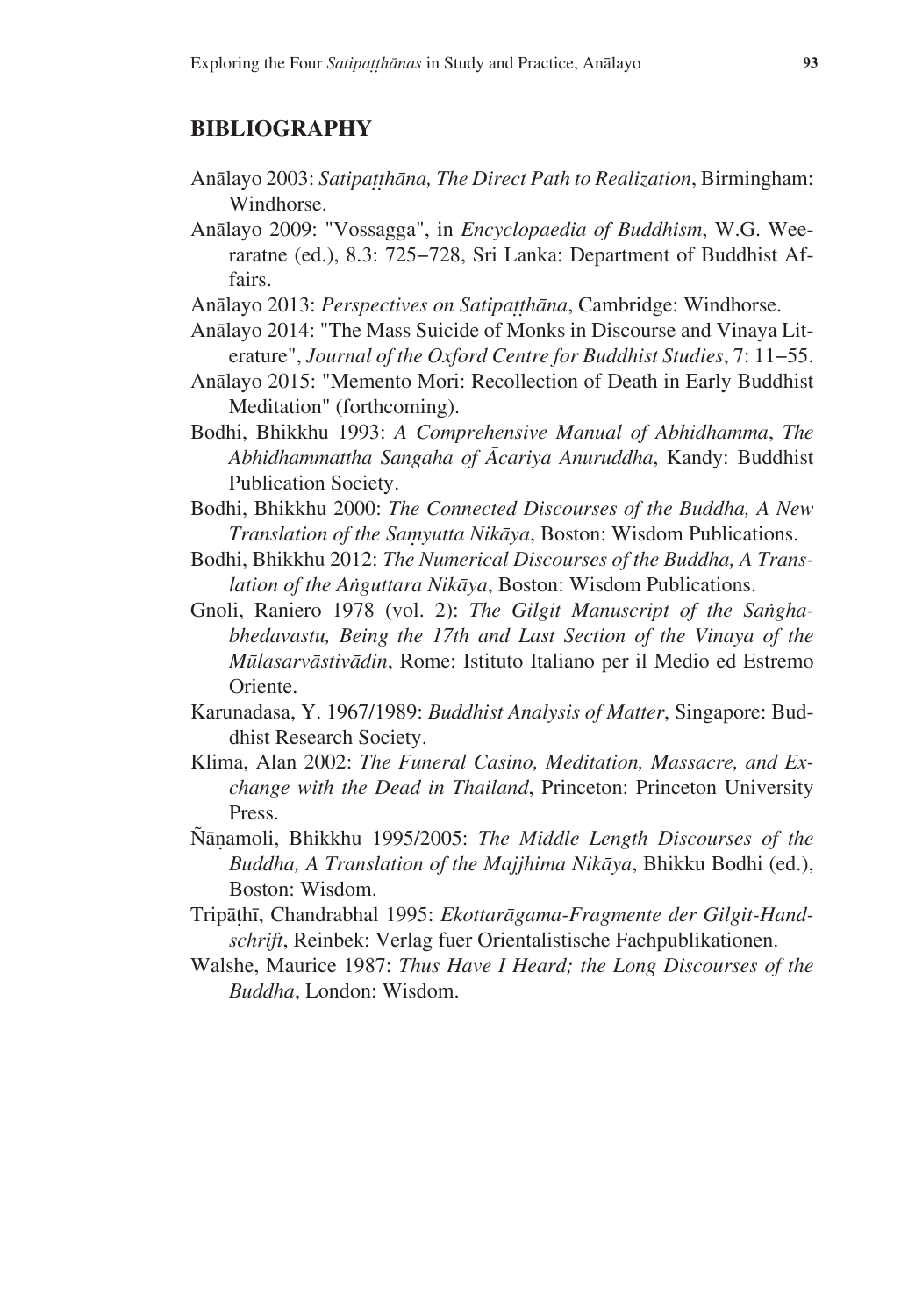## BIBLIOGRAPHY

Anālayo 2003: *Satipaṭṭhāna, The Direct Path to Realization*, Birmingham: Windhorse.

Anālayo 2009: "Vossagga", in *Encyclopaedia of Buddhism*, W.G. Weeraratne (ed.), 8.3: 725–728, Sri Lanka: Department of Buddhist Affairs.

Anālayo 2013: *Perspectives on Satipaṭṭhāna*, Cambridge: Windhorse.

Anālayo 2014: "The Mass Suicide of Monks in Discourse and Vinaya Literature", *Journal of the Oxford Centre for Buddhist Studies*, 7: 11–55.

Anālayo 2015: "Memento Mori: Recollection of Death in Early Buddhist Meditation" (forthcoming).

Bodhi, Bhikkhu 1993: *A Comprehensive Manual of Abhidhamma*, *The Abhidhammattha Sangaha of Ācariya Anuruddha*, Kandy: Buddhist Publication Society.

Bodhi, Bhikkhu 2000: *The Connected Discourses of the Buddha, A New Translation of the Saṃyutta Nikāya*, Boston: Wisdom Publications.

Bodhi, Bhikkhu 2012: *The Numerical Discourses of the Buddha, A Translation of the Aṅguttara Nikāya*, Boston: Wisdom Publications.

Gnoli, Raniero 1978 (vol. 2): *The Gilgit Manuscript of the Saṅghabhedavastu, Being the 17th and Last Section of the Vinaya of the Mūlasarvāstivādin*, Rome: Istituto Italiano per il Medio ed Estremo Oriente.

Karunadasa, Y. 1967/1989: *Buddhist Analysis of Matter*, Singapore: Buddhist Research Society.

Klima, Alan 2002: *The Funeral Casino, Meditation, Massacre, and Exchange with the Dead in Thailand*, Princeton: Princeton University Press.

Ñāṇamoli, Bhikkhu 1995/2005: *The Middle Length Discourses of the Buddha, A Translation of the Majjhima Nikāya*, Bhikku Bodhi (ed.), Boston: Wisdom.

Tripāṭhī, Chandrabhal 1995: *Ekottarāgama-Fragmente der Gilgit-Handschrift*, Reinbek: Verlag fuer Orientalistische Fachpublikationen.

Walshe, Maurice 1987: *Thus Have I Heard; the Long Discourses of the Buddha*, London: Wisdom.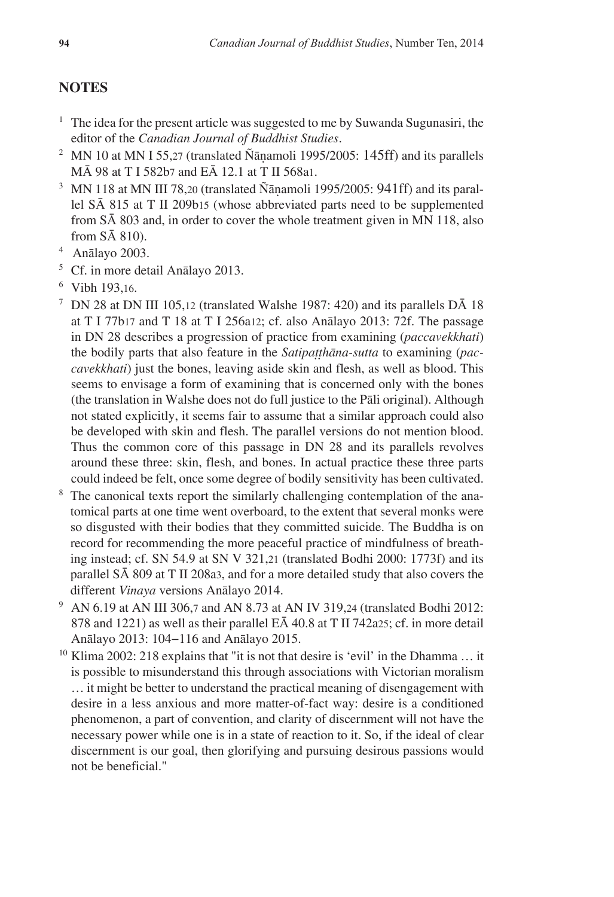## NOTES

1. The idea for the present article was suggested to me by Suwanda Sugunasiri, the editor of the *Canadian Journal of Buddhist Studies*.
2. MN 10 at MN I 55,27 (translated Ñāṇamoli 1995/2005: 145ff) and its parallels MĀ 98 at T I 582b7 and EĀ 12.1 at T II 568a1.
3. MN 118 at MN III 78,20 (translated Ñāṇamoli 1995/2005: 941ff) and its parallel SĀ 815 at T II 209b15 (whose abbreviated parts need to be supplemented from SĀ 803 and, in order to cover the whole treatment given in MN 118, also from SĀ 810).
4. Anālayo 2003.
5. Cf. in more detail Anālayo 2013.
6. Vibh 193,16.
7. DN 28 at DN III 105,12 (translated Walshe 1987: 420) and its parallels DĀ 18 at T I 77b17 and T 18 at T I 256a12; cf. also Anālayo 2013: 72f. The passage in DN 28 describes a progression of practice from examining (*paccavekkhati*) the bodily parts that also feature in the *Satipaṭṭhāna-sutta* to examining (*paccavekkhati*) just the bones, leaving aside skin and flesh, as well as blood. This seems to envisage a form of examining that is concerned only with the bones (the translation in Walshe does not do full justice to the Pāli original). Although not stated explicitly, it seems fair to assume that a similar approach could also be developed with skin and flesh. The parallel versions do not mention blood. Thus the common core of this passage in DN 28 and its parallels revolves around these three: skin, flesh, and bones. In actual practice these three parts could indeed be felt, once some degree of bodily sensitivity has been cultivated.
8. The canonical texts report the similarly challenging contemplation of the anatomical parts at one time went overboard, to the extent that several monks were so disgusted with their bodies that they committed suicide. The Buddha is on record for recommending the more peaceful practice of mindfulness of breathing instead; cf. SN 54.9 at SN V 321,21 (translated Bodhi 2000: 1773f) and its parallel SĀ 809 at T II 208a3, and for a more detailed study that also covers the different *Vinaya* versions Anālayo 2014.
9. AN 6.19 at AN III 306,7 and AN 8.73 at AN IV 319,24 (translated Bodhi 2012: 878 and 1221) as well as their parallel EĀ 40.8 at T II 742a25; cf. in more detail Anālayo 2013: 104–116 and Anālayo 2015.
10. Klima 2002: 218 explains that "it is not that desire is 'evil' in the Dhamma … it is possible to misunderstand this through associations with Victorian moralism … it might be better to understand the practical meaning of disengagement with desire in a less anxious and more matter-of-fact way: desire is a conditioned phenomenon, a part of convention, and clarity of discernment will not have the necessary power while one is in a state of reaction to it. So, if the ideal of clear discernment is our goal, then glorifying and pursuing desirous passions would not be beneficial."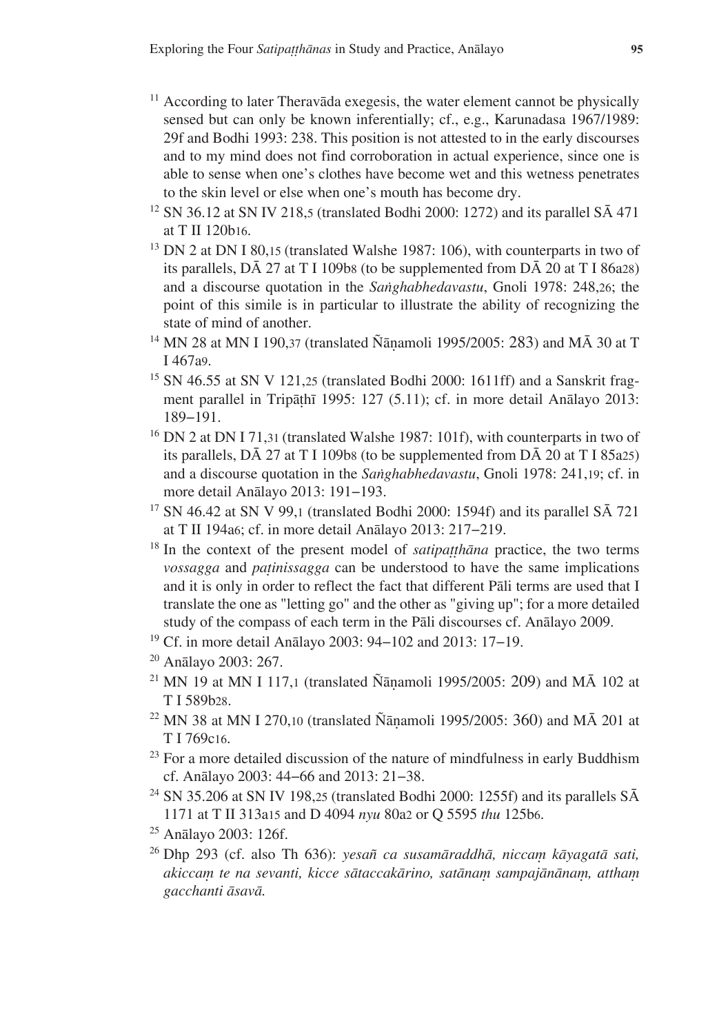[11] According to later Theravāda exegesis, the water element cannot be physically sensed but can only be known inferentially; cf., e.g., Karunadasa 1967/1989: 29f and Bodhi 1993: 238. This position is not attested to in the early discourses and to my mind does not find corroboration in actual experience, since one is able to sense when one's clothes have become wet and this wetness penetrates to the skin level or else when one's mouth has become dry.

[12] SN 36.12 at SN IV 218,5 (translated Bodhi 2000: 1272) and its parallel SĀ 471 at T II 120b16.

[13] DN 2 at DN I 80,15 (translated Walshe 1987: 106), with counterparts in two of its parallels, DĀ 27 at T I 109b8 (to be supplemented from DĀ 20 at T I 86a28) and a discourse quotation in the *Saṅghabhedavastu*, Gnoli 1978: 248,26; the point of this simile is in particular to illustrate the ability of recognizing the state of mind of another.

[14] MN 28 at MN I 190,37 (translated Ñāṇamoli 1995/2005: 283) and MĀ 30 at T I 467a9.

[15] SN 46.55 at SN V 121,25 (translated Bodhi 2000: 1611ff) and a Sanskrit fragment parallel in Tripāṭhī 1995: 127 (5.11); cf. in more detail Anālayo 2013: 189–191.

[16] DN 2 at DN I 71,31 (translated Walshe 1987: 101f), with counterparts in two of its parallels, DĀ 27 at T I 109b8 (to be supplemented from DĀ 20 at T I 85a25) and a discourse quotation in the *Saṅghabhedavastu*, Gnoli 1978: 241,19; cf. in more detail Anālayo 2013: 191–193.

[17] SN 46.42 at SN V 99,1 (translated Bodhi 2000: 1594f) and its parallel SĀ 721 at T II 194a6; cf. in more detail Anālayo 2013: 217–219.

[18] In the context of the present model of *satipaṭṭhāna* practice, the two terms *vossagga* and *paṭinissagga* can be understood to have the same implications and it is only in order to reflect the fact that different Pāli terms are used that I translate the one as "letting go" and the other as "giving up"; for a more detailed study of the compass of each term in the Pāli discourses cf. Anālayo 2009.

[19] Cf. in more detail Anālayo 2003: 94–102 and 2013: 17–19.

[20] Anālayo 2003: 267.

[21] MN 19 at MN I 117,1 (translated Ñāṇamoli 1995/2005: 209) and MĀ 102 at T I 589b28.

[22] MN 38 at MN I 270,10 (translated Ñāṇamoli 1995/2005: 360) and MĀ 201 at T I 769c16.

[23] For a more detailed discussion of the nature of mindfulness in early Buddhism cf. Anālayo 2003: 44–66 and 2013: 21–38.

[24] SN 35.206 at SN IV 198,25 (translated Bodhi 2000: 1255f) and its parallels SĀ 1171 at T II 313a15 and D 4094 *nyu* 80a2 or Q 5595 *thu* 125b6.

[25] Anālayo 2003: 126f.

[26] Dhp 293 (cf. also Th 636): *yesañ ca susamāraddhā, niccaṃ kāyagatā sati, akiccaṃ te na sevanti, kicce sātaccakārino, satānaṃ sampajānānaṃ, atthaṃ gacchanti āsavā.*